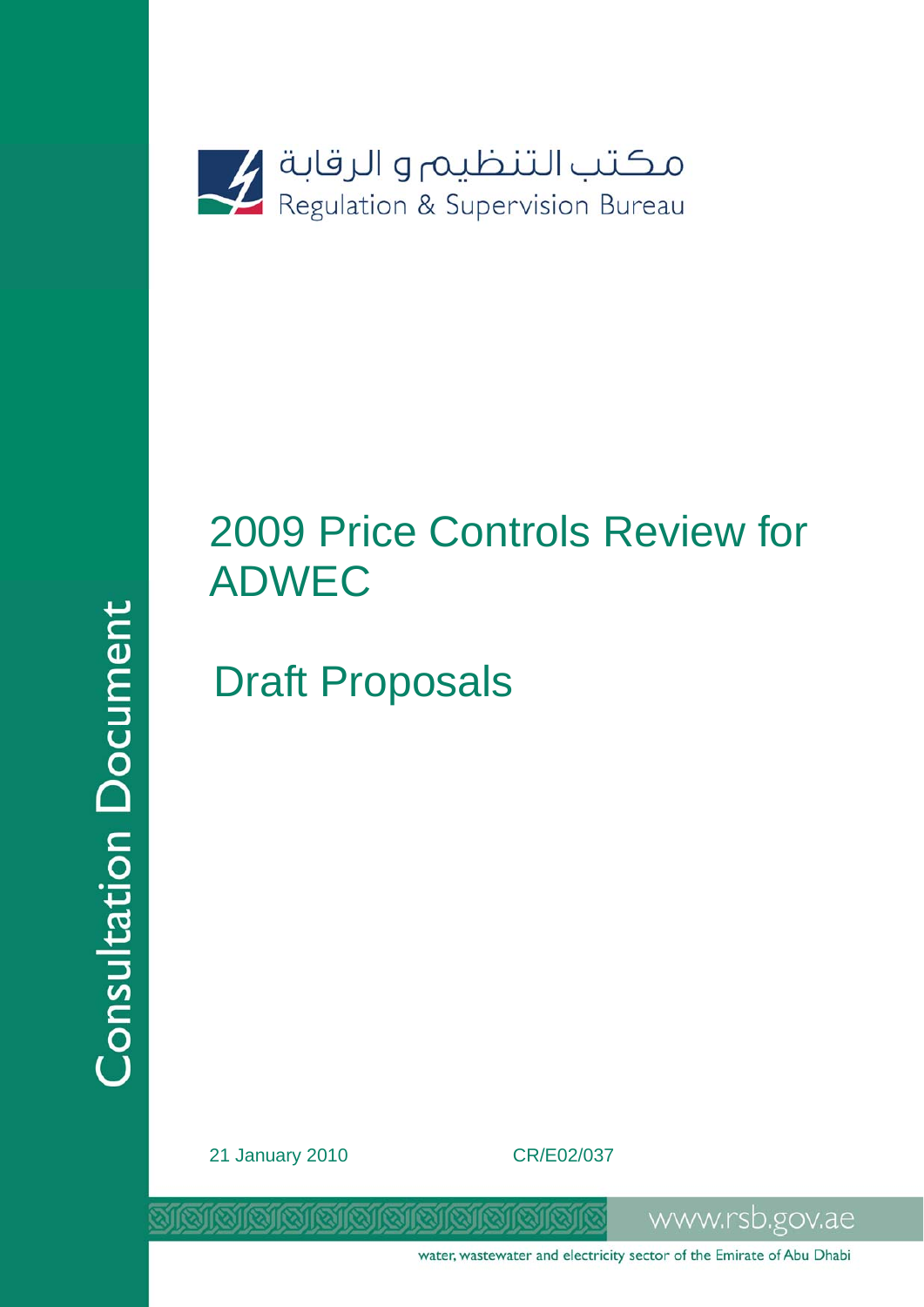مكتب التنظيم و الرقابة

Regulation & Supervision Bureau

Consultation Document

# 2009 Price Controls Review for ADWEC

## Draft Proposals

21 January 2010

CR/E02/037

www.rsb.gov.ae

water, wastewater and electricity sector of the Emirate of Abu Dhabi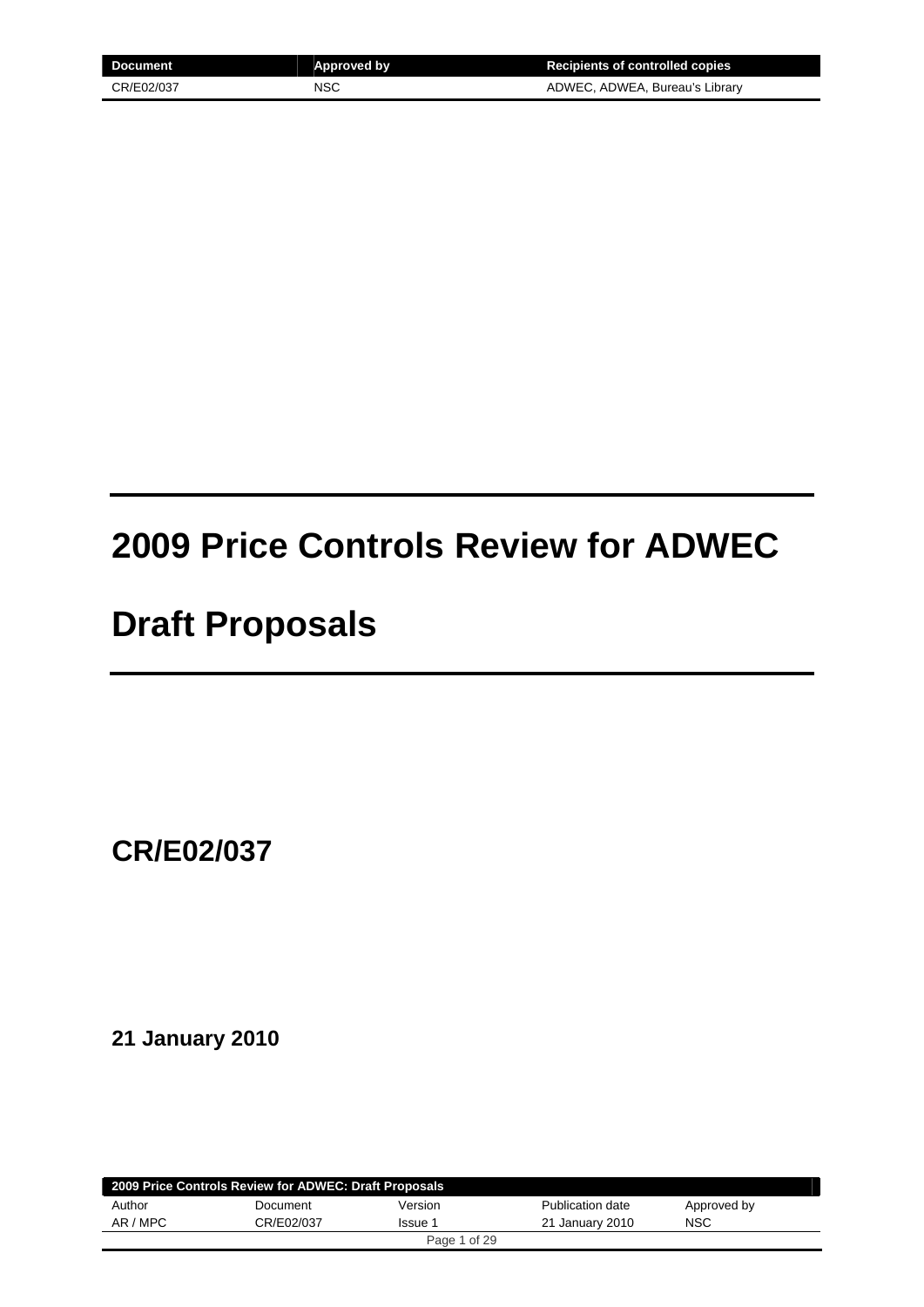# 2009 Price Controls Review for ADWEC

# Draft Proposals

## CR/E02/037

**21 January 2010**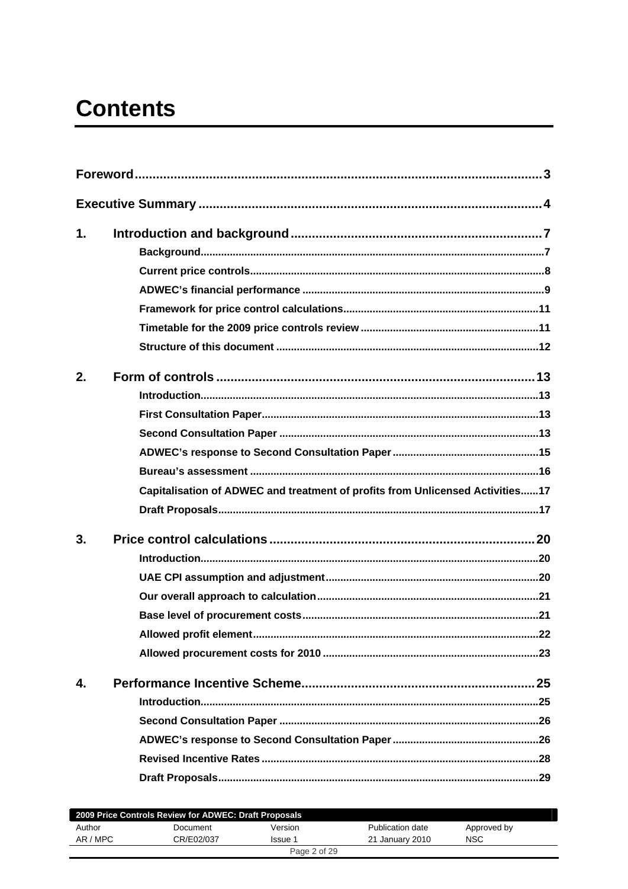# Contents

**Foreword** ..... 3

**Executive Summary** ..... 4

**1. Introduction and background** ..... 7

- Background ..... 7
- Current price controls ..... 8
- ADWEC's financial performance ..... 9
- Framework for price control calculations ..... 11
- Timetable for the 2009 price controls review ..... 11
- Structure of this document ..... 12

**2. Form of controls** ..... 13

- Introduction ..... 13
- First Consultation Paper ..... 13
- Second Consultation Paper ..... 13
- ADWEC's response to Second Consultation Paper ..... 15
- Bureau's assessment ..... 16
- Capitalisation of ADWEC and treatment of profits from Unlicensed Activities ..... 17
- Draft Proposals ..... 17

**3. Price control calculations** ..... 20

- Introduction ..... 20
- UAE CPI assumption and adjustment ..... 20
- Our overall approach to calculation ..... 21
- Base level of procurement costs ..... 21
- Allowed profit element ..... 22
- Allowed procurement costs for 2010 ..... 23

**4. Performance Incentive Scheme** ..... 25

- Introduction ..... 25
- Second Consultation Paper ..... 26
- ADWEC's response to Second Consultation Paper ..... 26
- Revised Incentive Rates ..... 28
- Draft Proposals ..... 29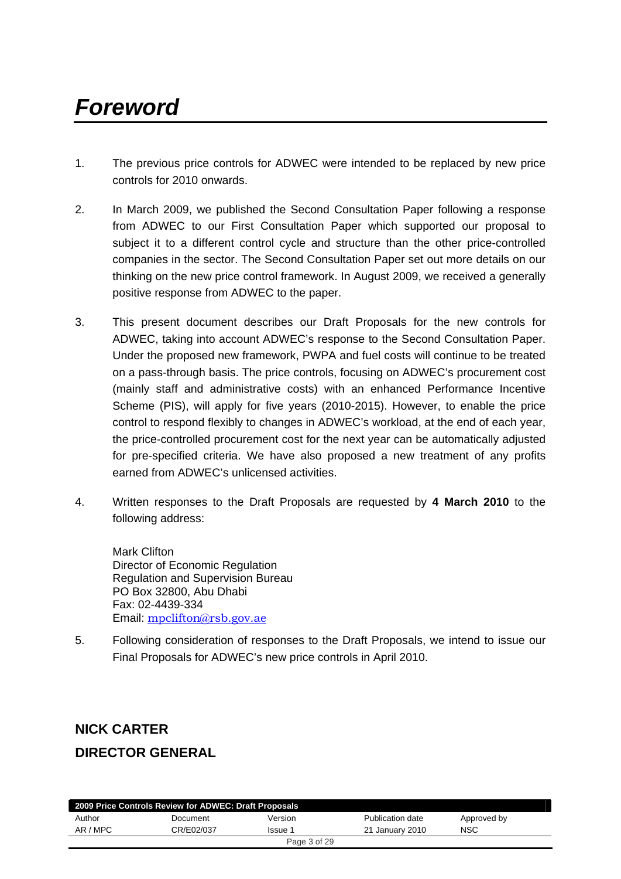# *Foreword*

1. The previous price controls for ADWEC were intended to be replaced by new price controls for 2010 onwards.

2. In March 2009, we published the Second Consultation Paper following a response from ADWEC to our First Consultation Paper which supported our proposal to subject it to a different control cycle and structure than the other price-controlled companies in the sector. The Second Consultation Paper set out more details on our thinking on the new price control framework. In August 2009, we received a generally positive response from ADWEC to the paper.

3. This present document describes our Draft Proposals for the new controls for ADWEC, taking into account ADWEC's response to the Second Consultation Paper. Under the proposed new framework, PWPA and fuel costs will continue to be treated on a pass-through basis. The price controls, focusing on ADWEC's procurement cost (mainly staff and administrative costs) with an enhanced Performance Incentive Scheme (PIS), will apply for five years (2010-2015). However, to enable the price control to respond flexibly to changes in ADWEC's workload, at the end of each year, the price-controlled procurement cost for the next year can be automatically adjusted for pre-specified criteria. We have also proposed a new treatment of any profits earned from ADWEC's unlicensed activities.

4. Written responses to the Draft Proposals are requested by **4 March 2010** to the following address:

   Mark Clifton
   Director of Economic Regulation
   Regulation and Supervision Bureau
   PO Box 32800, Abu Dhabi
   Fax: 02-4439-334
   Email: mpclifton@rsb.gov.ae

5. Following consideration of responses to the Draft Proposals, we intend to issue our Final Proposals for ADWEC's new price controls in April 2010.

**NICK CARTER**

**DIRECTOR GENERAL**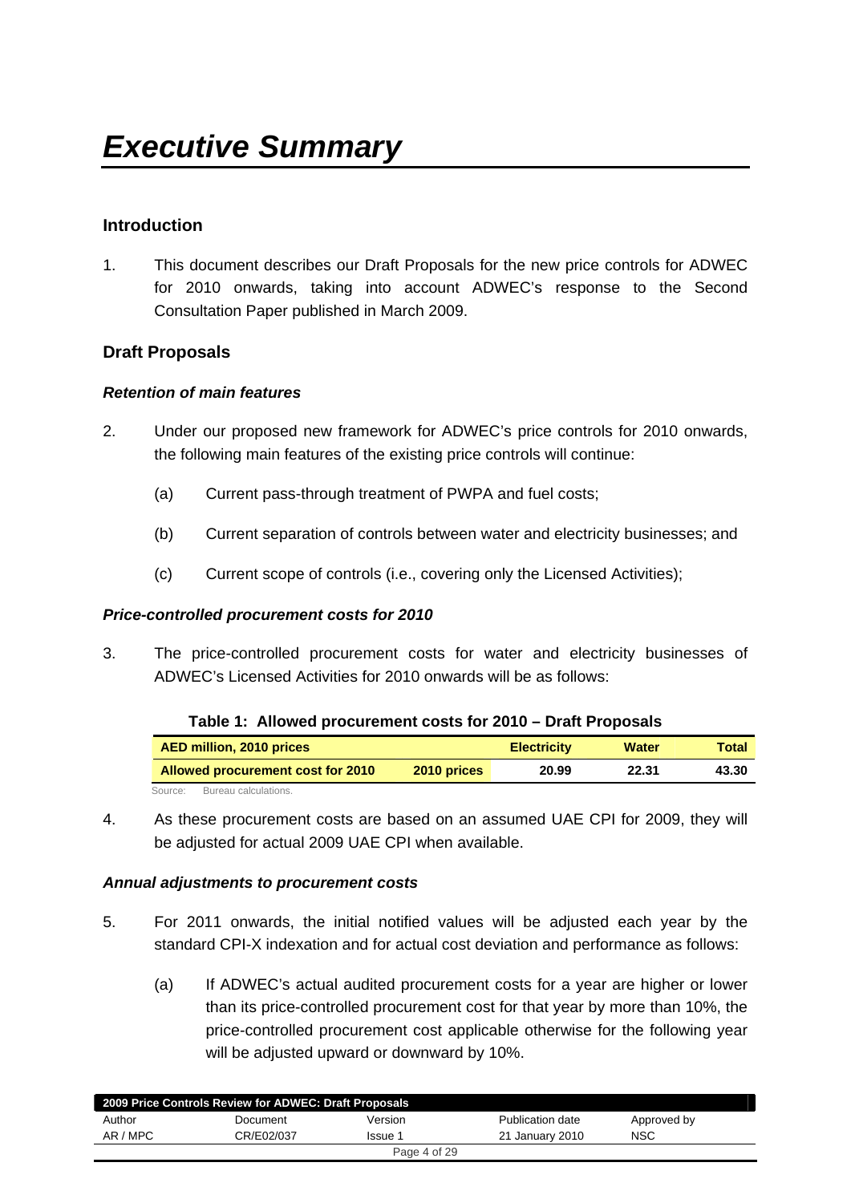# *Executive Summary*

## Introduction

1. This document describes our Draft Proposals for the new price controls for ADWEC for 2010 onwards, taking into account ADWEC's response to the Second Consultation Paper published in March 2009.

## Draft Proposals

### *Retention of main features*

2. Under our proposed new framework for ADWEC's price controls for 2010 onwards, the following main features of the existing price controls will continue:

   (a) Current pass-through treatment of PWPA and fuel costs;

   (b) Current separation of controls between water and electricity businesses; and

   (c) Current scope of controls (i.e., covering only the Licensed Activities);

### *Price-controlled procurement costs for 2010*

3. The price-controlled procurement costs for water and electricity businesses of ADWEC's Licensed Activities for 2010 onwards will be as follows:

**Table 1: Allowed procurement costs for 2010 – Draft Proposals**

| AED million, 2010 prices | | Electricity | Water | Total |
|---|---|---|---|---|
| Allowed procurement cost for 2010 | 2010 prices | 20.99 | 22.31 | 43.30 |

Source: Bureau calculations.

4. As these procurement costs are based on an assumed UAE CPI for 2009, they will be adjusted for actual 2009 UAE CPI when available.

### *Annual adjustments to procurement costs*

5. For 2011 onwards, the initial notified values will be adjusted each year by the standard CPI-X indexation and for actual cost deviation and performance as follows:

   (a) If ADWEC's actual audited procurement costs for a year are higher or lower than its price-controlled procurement cost for that year by more than 10%, the price-controlled procurement cost applicable otherwise for the following year will be adjusted upward or downward by 10%.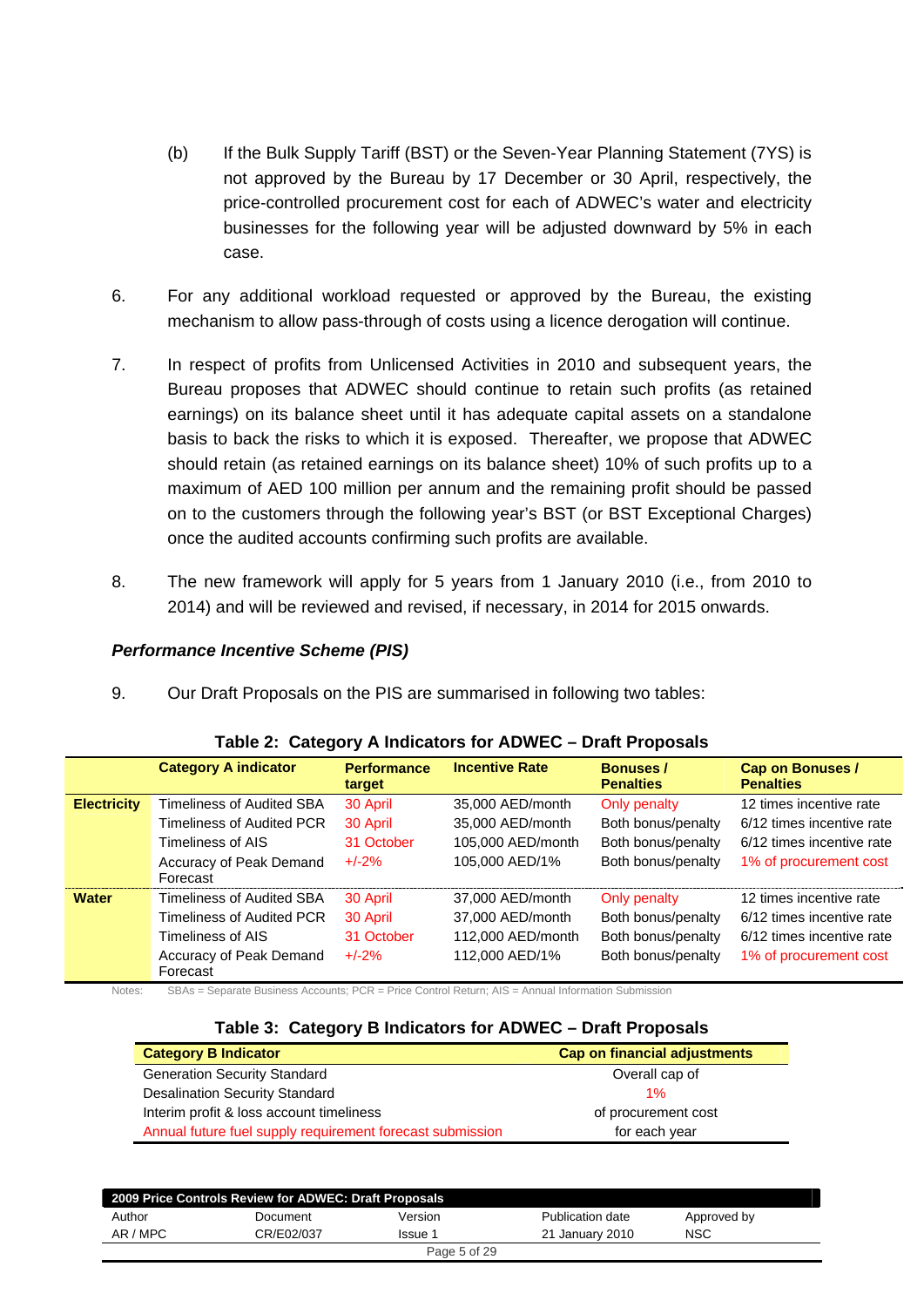(b) If the Bulk Supply Tariff (BST) or the Seven-Year Planning Statement (7YS) is not approved by the Bureau by 17 December or 30 April, respectively, the price-controlled procurement cost for each of ADWEC's water and electricity businesses for the following year will be adjusted downward by 5% in each case.

6. For any additional workload requested or approved by the Bureau, the existing mechanism to allow pass-through of costs using a licence derogation will continue.

7. In respect of profits from Unlicensed Activities in 2010 and subsequent years, the Bureau proposes that ADWEC should continue to retain such profits (as retained earnings) on its balance sheet until it has adequate capital assets on a standalone basis to back the risks to which it is exposed. Thereafter, we propose that ADWEC should retain (as retained earnings on its balance sheet) 10% of such profits up to a maximum of AED 100 million per annum and the remaining profit should be passed on to the customers through the following year's BST (or BST Exceptional Charges) once the audited accounts confirming such profits are available.

8. The new framework will apply for 5 years from 1 January 2010 (i.e., from 2010 to 2014) and will be reviewed and revised, if necessary, in 2014 for 2015 onwards.

### *Performance Incentive Scheme (PIS)*

9. Our Draft Proposals on the PIS are summarised in following two tables:

**Table 2: Category A Indicators for ADWEC – Draft Proposals**

| | Category A indicator | Performance target | Incentive Rate | Bonuses / Penalties | Cap on Bonuses / Penalties |
|---|---|---|---|---|---|
| **Electricity** | Timeliness of Audited SBA | 30 April | 35,000 AED/month | Only penalty | 12 times incentive rate |
| | Timeliness of Audited PCR | 30 April | 35,000 AED/month | Both bonus/penalty | 6/12 times incentive rate |
| | Timeliness of AIS | 31 October | 105,000 AED/month | Both bonus/penalty | 6/12 times incentive rate |
| | Accuracy of Peak Demand Forecast | +/-2% | 105,000 AED/1% | Both bonus/penalty | 1% of procurement cost |
| **Water** | Timeliness of Audited SBA | 30 April | 37,000 AED/month | Only penalty | 12 times incentive rate |
| | Timeliness of Audited PCR | 30 April | 37,000 AED/month | Both bonus/penalty | 6/12 times incentive rate |
| | Timeliness of AIS | 31 October | 112,000 AED/month | Both bonus/penalty | 6/12 times incentive rate |
| | Accuracy of Peak Demand Forecast | +/-2% | 112,000 AED/1% | Both bonus/penalty | 1% of procurement cost |

Notes: SBAs = Separate Business Accounts; PCR = Price Control Return; AIS = Annual Information Submission

**Table 3: Category B Indicators for ADWEC – Draft Proposals**

| Category B Indicator | Cap on financial adjustments |
|---|---|
| Generation Security Standard | Overall cap of |
| Desalination Security Standard | 1% |
| Interim profit & loss account timeliness | of procurement cost |
| Annual future fuel supply requirement forecast submission | for each year |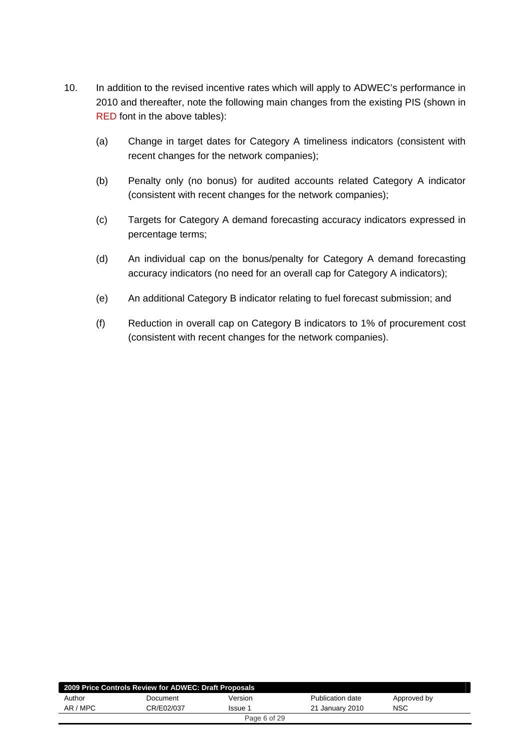10. In addition to the revised incentive rates which will apply to ADWEC's performance in 2010 and thereafter, note the following main changes from the existing PIS (shown in RED font in the above tables):

    (a) Change in target dates for Category A timeliness indicators (consistent with recent changes for the network companies);

    (b) Penalty only (no bonus) for audited accounts related Category A indicator (consistent with recent changes for the network companies);

    (c) Targets for Category A demand forecasting accuracy indicators expressed in percentage terms;

    (d) An individual cap on the bonus/penalty for Category A demand forecasting accuracy indicators (no need for an overall cap for Category A indicators);

    (e) An additional Category B indicator relating to fuel forecast submission; and

    (f) Reduction in overall cap on Category B indicators to 1% of procurement cost (consistent with recent changes for the network companies).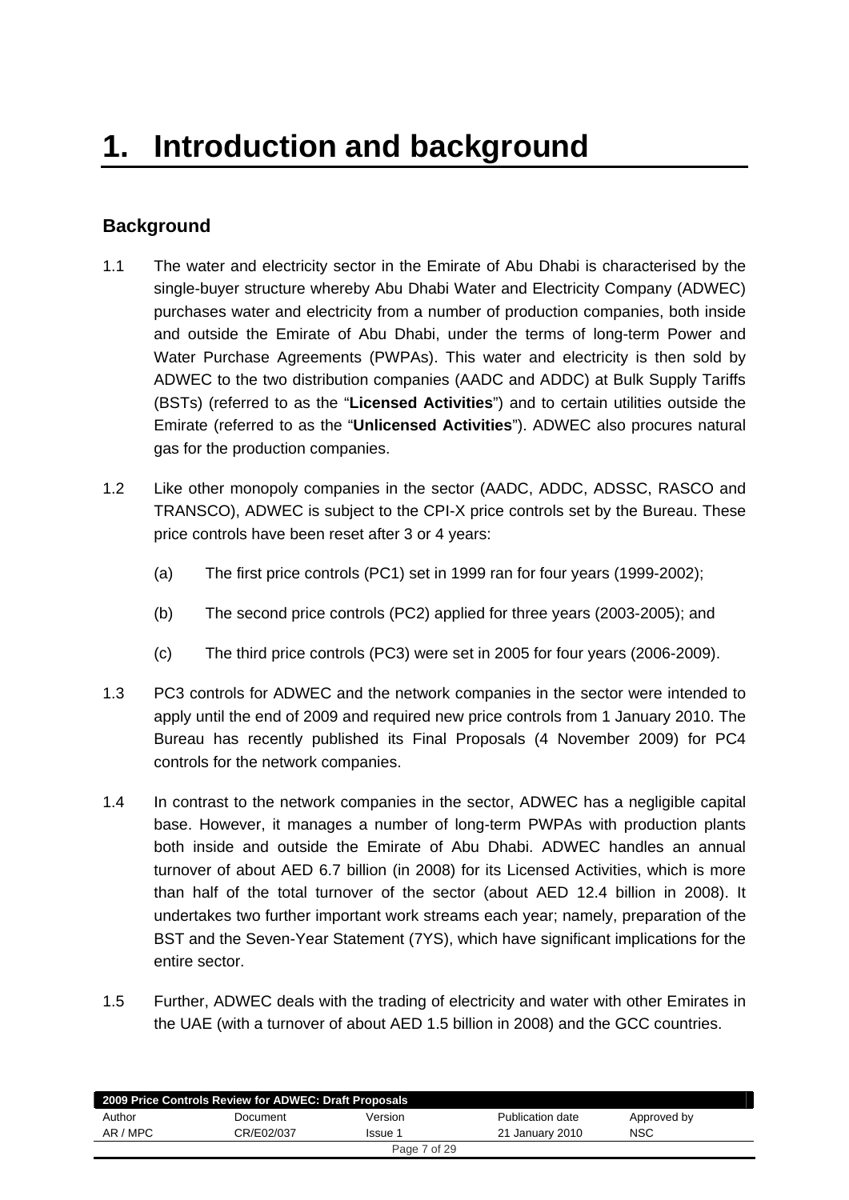# 1. Introduction and background

## Background

1.1 The water and electricity sector in the Emirate of Abu Dhabi is characterised by the single-buyer structure whereby Abu Dhabi Water and Electricity Company (ADWEC) purchases water and electricity from a number of production companies, both inside and outside the Emirate of Abu Dhabi, under the terms of long-term Power and Water Purchase Agreements (PWPAs). This water and electricity is then sold by ADWEC to the two distribution companies (AADC and ADDC) at Bulk Supply Tariffs (BSTs) (referred to as the "**Licensed Activities**") and to certain utilities outside the Emirate (referred to as the "**Unlicensed Activities**"). ADWEC also procures natural gas for the production companies.

1.2 Like other monopoly companies in the sector (AADC, ADDC, ADSSC, RASCO and TRANSCO), ADWEC is subject to the CPI-X price controls set by the Bureau. These price controls have been reset after 3 or 4 years:

(a) The first price controls (PC1) set in 1999 ran for four years (1999-2002);

(b) The second price controls (PC2) applied for three years (2003-2005); and

(c) The third price controls (PC3) were set in 2005 for four years (2006-2009).

1.3 PC3 controls for ADWEC and the network companies in the sector were intended to apply until the end of 2009 and required new price controls from 1 January 2010. The Bureau has recently published its Final Proposals (4 November 2009) for PC4 controls for the network companies.

1.4 In contrast to the network companies in the sector, ADWEC has a negligible capital base. However, it manages a number of long-term PWPAs with production plants both inside and outside the Emirate of Abu Dhabi. ADWEC handles an annual turnover of about AED 6.7 billion (in 2008) for its Licensed Activities, which is more than half of the total turnover of the sector (about AED 12.4 billion in 2008). It undertakes two further important work streams each year; namely, preparation of the BST and the Seven-Year Statement (7YS), which have significant implications for the entire sector.

1.5 Further, ADWEC deals with the trading of electricity and water with other Emirates in the UAE (with a turnover of about AED 1.5 billion in 2008) and the GCC countries.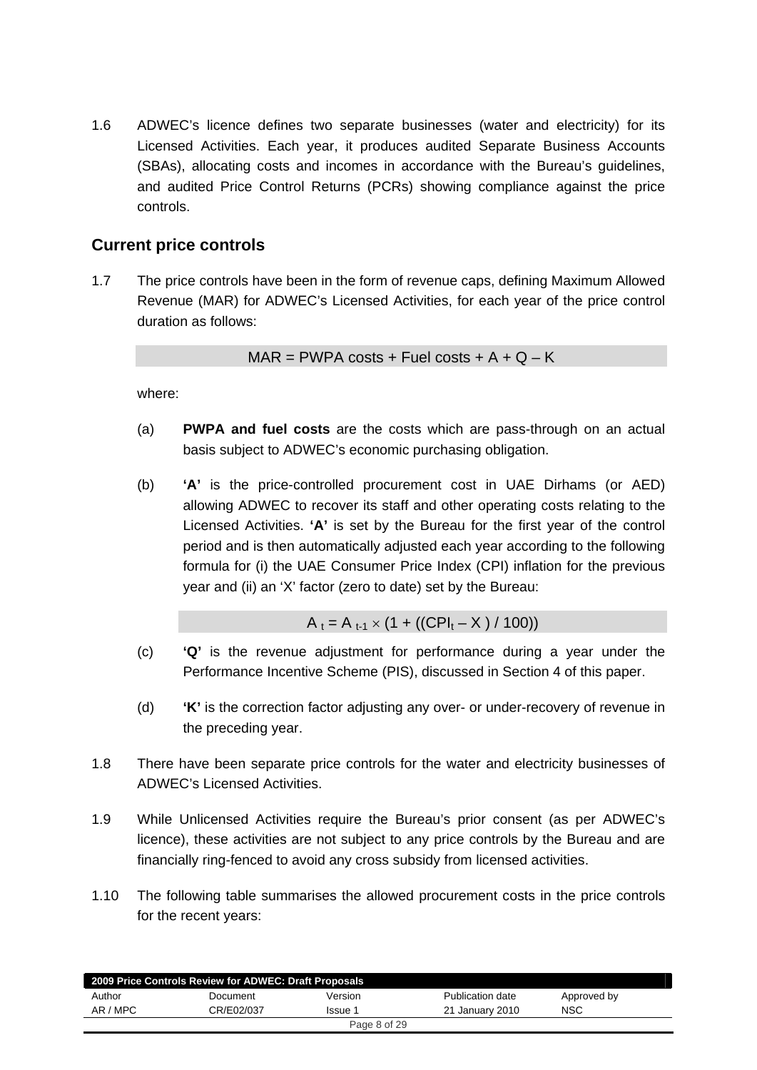1.6 ADWEC's licence defines two separate businesses (water and electricity) for its Licensed Activities. Each year, it produces audited Separate Business Accounts (SBAs), allocating costs and incomes in accordance with the Bureau's guidelines, and audited Price Control Returns (PCRs) showing compliance against the price controls.

## Current price controls

1.7 The price controls have been in the form of revenue caps, defining Maximum Allowed Revenue (MAR) for ADWEC's Licensed Activities, for each year of the price control duration as follows:

$$MAR = \text{PWPA costs} + \text{Fuel costs} + A + Q - K$$

where:

(a) **PWPA and fuel costs** are the costs which are pass-through on an actual basis subject to ADWEC's economic purchasing obligation.

(b) **'A'** is the price-controlled procurement cost in UAE Dirhams (or AED) allowing ADWEC to recover its staff and other operating costs relating to the Licensed Activities. **'A'** is set by the Bureau for the first year of the control period and is then automatically adjusted each year according to the following formula for (i) the UAE Consumer Price Index (CPI) inflation for the previous year and (ii) an 'X' factor (zero to date) set by the Bureau:

$$A_t = A_{t-1} \times (1 + ((CPI_t - X) / 100))$$

(c) **'Q'** is the revenue adjustment for performance during a year under the Performance Incentive Scheme (PIS), discussed in Section 4 of this paper.

(d) **'K'** is the correction factor adjusting any over- or under-recovery of revenue in the preceding year.

1.8 There have been separate price controls for the water and electricity businesses of ADWEC's Licensed Activities.

1.9 While Unlicensed Activities require the Bureau's prior consent (as per ADWEC's licence), these activities are not subject to any price controls by the Bureau and are financially ring-fenced to avoid any cross subsidy from licensed activities.

1.10 The following table summarises the allowed procurement costs in the price controls for the recent years: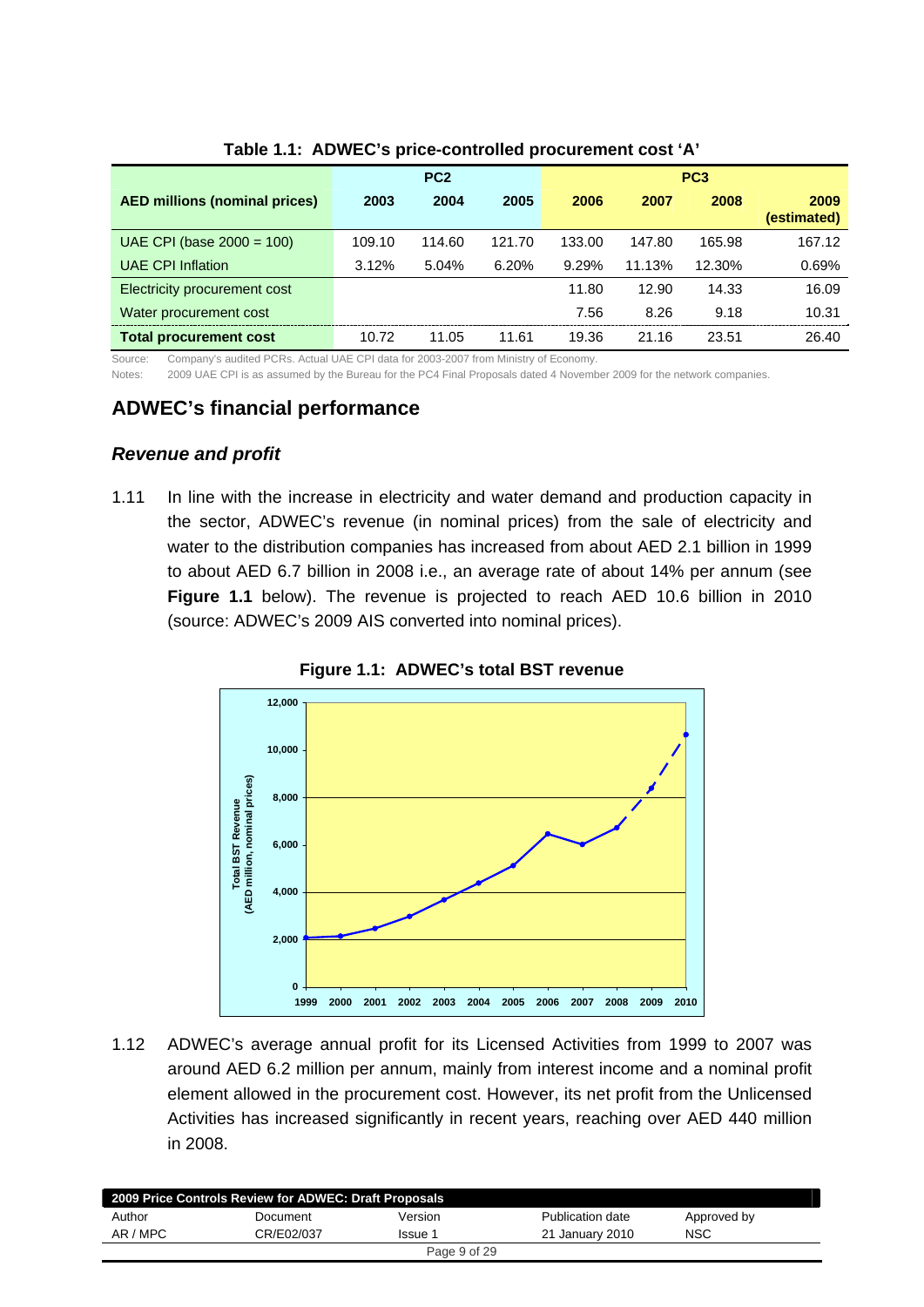**Table 1.1: ADWEC's price-controlled procurement cost 'A'**

| AED millions (nominal prices) | PC2 | | | PC3 | | | |
|---|---|---|---|---|---|---|---|
| | 2003 | 2004 | 2005 | 2006 | 2007 | 2008 | 2009 (estimated) |
| UAE CPI (base 2000 = 100) | 109.10 | 114.60 | 121.70 | 133.00 | 147.80 | 165.98 | 167.12 |
| UAE CPI Inflation | 3.12% | 5.04% | 6.20% | 9.29% | 11.13% | 12.30% | 0.69% |
| Electricity procurement cost | | | | 11.80 | 12.90 | 14.33 | 16.09 |
| Water procurement cost | | | | 7.56 | 8.26 | 9.18 | 10.31 |
| **Total procurement cost** | 10.72 | 11.05 | 11.61 | 19.36 | 21.16 | 23.51 | 26.40 |

Source: Company's audited PCRs. Actual UAE CPI data for 2003-2007 from Ministry of Economy.

Notes: 2009 UAE CPI is as assumed by the Bureau for the PC4 Final Proposals dated 4 November 2009 for the network companies.

## ADWEC's financial performance

### *Revenue and profit*

1.11 In line with the increase in electricity and water demand and production capacity in the sector, ADWEC's revenue (in nominal prices) from the sale of electricity and water to the distribution companies has increased from about AED 2.1 billion in 1999 to about AED 6.7 billion in 2008 i.e., an average rate of about 14% per annum (see **Figure 1.1** below). The revenue is projected to reach AED 10.6 billion in 2010 (source: ADWEC's 2009 AIS converted into nominal prices).

**Figure 1.1: ADWEC's total BST revenue**

1.12 ADWEC's average annual profit for its Licensed Activities from 1999 to 2007 was around AED 6.2 million per annum, mainly from interest income and a nominal profit element allowed in the procurement cost. However, its net profit from the Unlicensed Activities has increased significantly in recent years, reaching over AED 440 million in 2008.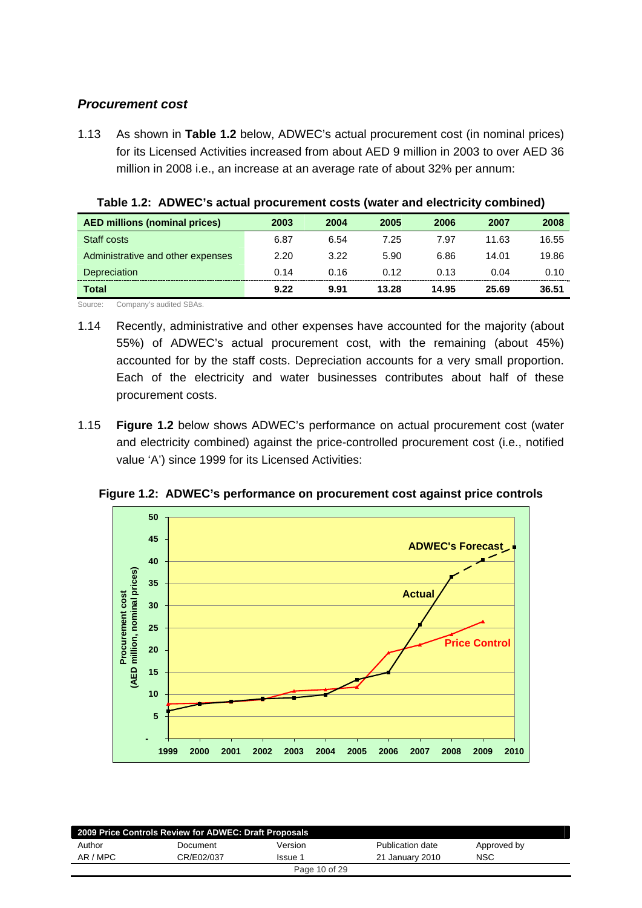### *Procurement cost*

1.13 As shown in **Table 1.2** below, ADWEC's actual procurement cost (in nominal prices) for its Licensed Activities increased from about AED 9 million in 2003 to over AED 36 million in 2008 i.e., an increase at an average rate of about 32% per annum:

**Table 1.2: ADWEC's actual procurement costs (water and electricity combined)**

| AED millions (nominal prices) | 2003 | 2004 | 2005 | 2006 | 2007 | 2008 |
|---|---|---|---|---|---|---|
| Staff costs | 6.87 | 6.54 | 7.25 | 7.97 | 11.63 | 16.55 |
| Administrative and other expenses | 2.20 | 3.22 | 5.90 | 6.86 | 14.01 | 19.86 |
| Depreciation | 0.14 | 0.16 | 0.12 | 0.13 | 0.04 | 0.10 |
| **Total** | **9.22** | **9.91** | **13.28** | **14.95** | **25.69** | **36.51** |

Source: Company's audited SBAs.

1.14 Recently, administrative and other expenses have accounted for the majority (about 55%) of ADWEC's actual procurement cost, with the remaining (about 45%) accounted for by the staff costs. Depreciation accounts for a very small proportion. Each of the electricity and water businesses contributes about half of these procurement costs.

1.15 **Figure 1.2** below shows ADWEC's performance on actual procurement cost (water and electricity combined) against the price-controlled procurement cost (i.e., notified value 'A') since 1999 for its Licensed Activities:

**Figure 1.2: ADWEC's performance on procurement cost against price controls**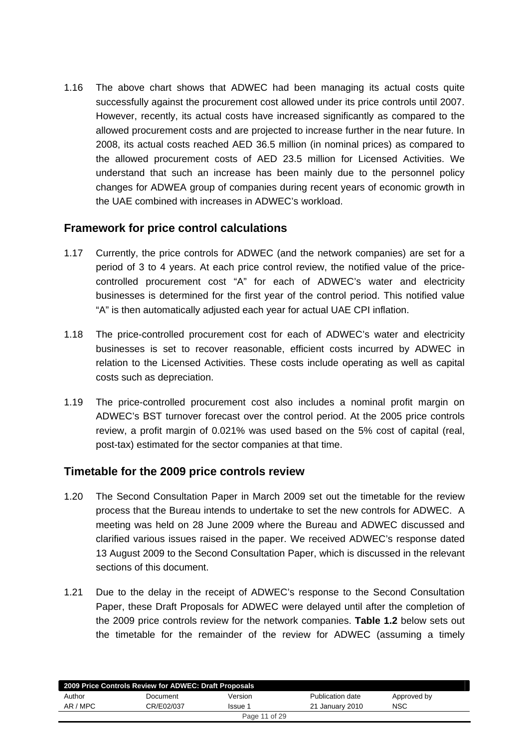1.16 The above chart shows that ADWEC had been managing its actual costs quite successfully against the procurement cost allowed under its price controls until 2007. However, recently, its actual costs have increased significantly as compared to the allowed procurement costs and are projected to increase further in the near future. In 2008, its actual costs reached AED 36.5 million (in nominal prices) as compared to the allowed procurement costs of AED 23.5 million for Licensed Activities. We understand that such an increase has been mainly due to the personnel policy changes for ADWEA group of companies during recent years of economic growth in the UAE combined with increases in ADWEC's workload.

## Framework for price control calculations

1.17 Currently, the price controls for ADWEC (and the network companies) are set for a period of 3 to 4 years. At each price control review, the notified value of the price-controlled procurement cost "A" for each of ADWEC's water and electricity businesses is determined for the first year of the control period. This notified value "A" is then automatically adjusted each year for actual UAE CPI inflation.

1.18 The price-controlled procurement cost for each of ADWEC's water and electricity businesses is set to recover reasonable, efficient costs incurred by ADWEC in relation to the Licensed Activities. These costs include operating as well as capital costs such as depreciation.

1.19 The price-controlled procurement cost also includes a nominal profit margin on ADWEC's BST turnover forecast over the control period. At the 2005 price controls review, a profit margin of 0.021% was used based on the 5% cost of capital (real, post-tax) estimated for the sector companies at that time.

## Timetable for the 2009 price controls review

1.20 The Second Consultation Paper in March 2009 set out the timetable for the review process that the Bureau intends to undertake to set the new controls for ADWEC. A meeting was held on 28 June 2009 where the Bureau and ADWEC discussed and clarified various issues raised in the paper. We received ADWEC's response dated 13 August 2009 to the Second Consultation Paper, which is discussed in the relevant sections of this document.

1.21 Due to the delay in the receipt of ADWEC's response to the Second Consultation Paper, these Draft Proposals for ADWEC were delayed until after the completion of the 2009 price controls review for the network companies. **Table 1.2** below sets out the timetable for the remainder of the review for ADWEC (assuming a timely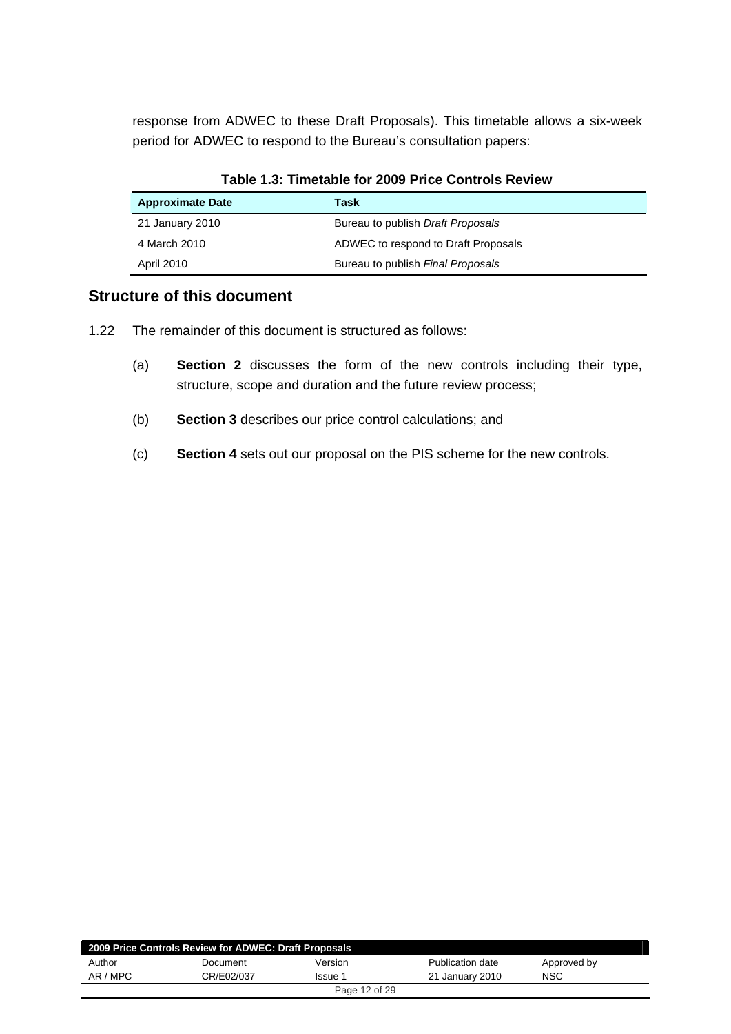response from ADWEC to these Draft Proposals). This timetable allows a six-week period for ADWEC to respond to the Bureau's consultation papers:

**Table 1.3: Timetable for 2009 Price Controls Review**

| Approximate Date | Task |
|---|---|
| 21 January 2010 | Bureau to publish *Draft Proposals* |
| 4 March 2010 | ADWEC to respond to Draft Proposals |
| April 2010 | Bureau to publish *Final Proposals* |

## Structure of this document

1.22 The remainder of this document is structured as follows:

(a) **Section 2** discusses the form of the new controls including their type, structure, scope and duration and the future review process;

(b) **Section 3** describes our price control calculations; and

(c) **Section 4** sets out our proposal on the PIS scheme for the new controls.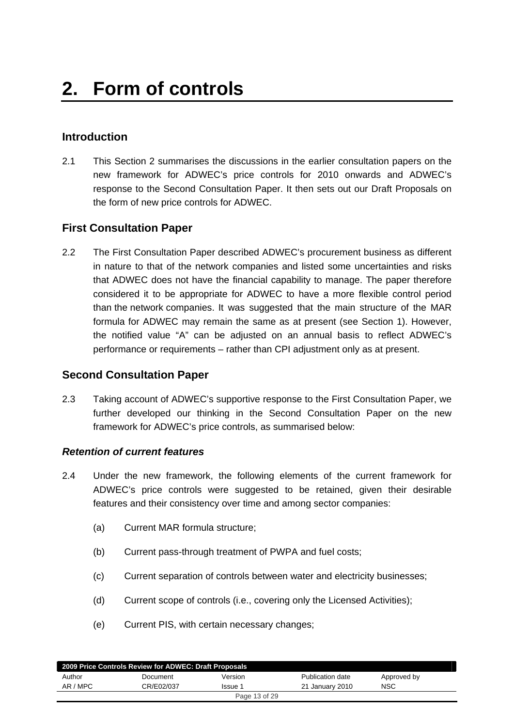# 2. Form of controls

## Introduction

2.1 This Section 2 summarises the discussions in the earlier consultation papers on the new framework for ADWEC's price controls for 2010 onwards and ADWEC's response to the Second Consultation Paper. It then sets out our Draft Proposals on the form of new price controls for ADWEC.

## First Consultation Paper

2.2 The First Consultation Paper described ADWEC's procurement business as different in nature to that of the network companies and listed some uncertainties and risks that ADWEC does not have the financial capability to manage. The paper therefore considered it to be appropriate for ADWEC to have a more flexible control period than the network companies. It was suggested that the main structure of the MAR formula for ADWEC may remain the same as at present (see Section 1). However, the notified value "A" can be adjusted on an annual basis to reflect ADWEC's performance or requirements – rather than CPI adjustment only as at present.

## Second Consultation Paper

2.3 Taking account of ADWEC's supportive response to the First Consultation Paper, we further developed our thinking in the Second Consultation Paper on the new framework for ADWEC's price controls, as summarised below:

### *Retention of current features*

2.4 Under the new framework, the following elements of the current framework for ADWEC's price controls were suggested to be retained, given their desirable features and their consistency over time and among sector companies:

(a) Current MAR formula structure;

(b) Current pass-through treatment of PWPA and fuel costs;

(c) Current separation of controls between water and electricity businesses;

(d) Current scope of controls (i.e., covering only the Licensed Activities);

(e) Current PIS, with certain necessary changes;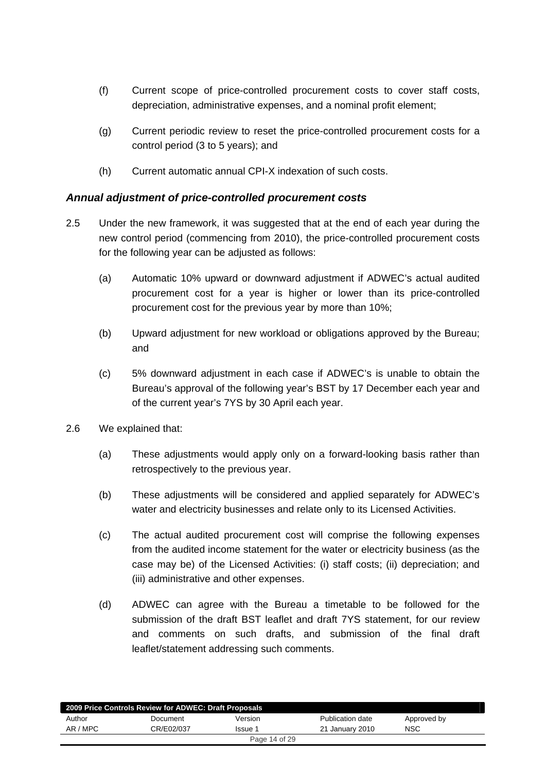(f) Current scope of price-controlled procurement costs to cover staff costs, depreciation, administrative expenses, and a nominal profit element;

(g) Current periodic review to reset the price-controlled procurement costs for a control period (3 to 5 years); and

(h) Current automatic annual CPI-X indexation of such costs.

### *Annual adjustment of price-controlled procurement costs*

2.5 Under the new framework, it was suggested that at the end of each year during the new control period (commencing from 2010), the price-controlled procurement costs for the following year can be adjusted as follows:

(a) Automatic 10% upward or downward adjustment if ADWEC's actual audited procurement cost for a year is higher or lower than its price-controlled procurement cost for the previous year by more than 10%;

(b) Upward adjustment for new workload or obligations approved by the Bureau; and

(c) 5% downward adjustment in each case if ADWEC's is unable to obtain the Bureau's approval of the following year's BST by 17 December each year and of the current year's 7YS by 30 April each year.

2.6 We explained that:

(a) These adjustments would apply only on a forward-looking basis rather than retrospectively to the previous year.

(b) These adjustments will be considered and applied separately for ADWEC's water and electricity businesses and relate only to its Licensed Activities.

(c) The actual audited procurement cost will comprise the following expenses from the audited income statement for the water or electricity business (as the case may be) of the Licensed Activities: (i) staff costs; (ii) depreciation; and (iii) administrative and other expenses.

(d) ADWEC can agree with the Bureau a timetable to be followed for the submission of the draft BST leaflet and draft 7YS statement, for our review and comments on such drafts, and submission of the final draft leaflet/statement addressing such comments.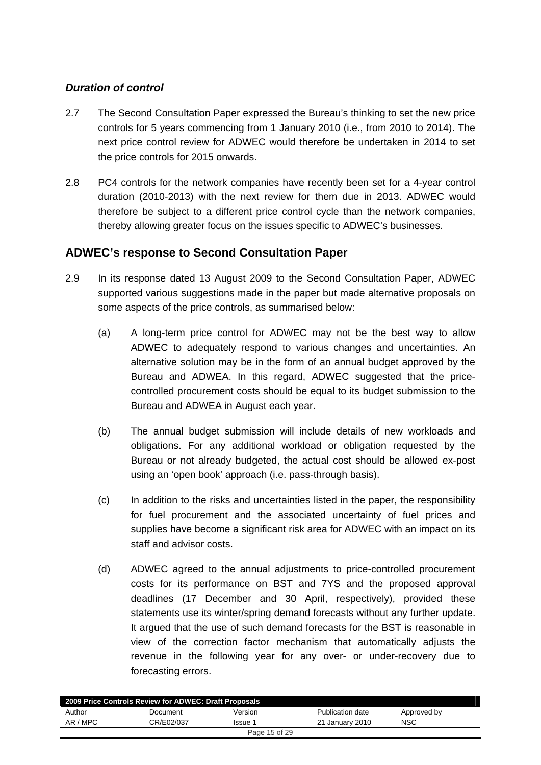### *Duration of control*

2.7 The Second Consultation Paper expressed the Bureau's thinking to set the new price controls for 5 years commencing from 1 January 2010 (i.e., from 2010 to 2014). The next price control review for ADWEC would therefore be undertaken in 2014 to set the price controls for 2015 onwards.

2.8 PC4 controls for the network companies have recently been set for a 4-year control duration (2010-2013) with the next review for them due in 2013. ADWEC would therefore be subject to a different price control cycle than the network companies, thereby allowing greater focus on the issues specific to ADWEC's businesses.

## ADWEC's response to Second Consultation Paper

2.9 In its response dated 13 August 2009 to the Second Consultation Paper, ADWEC supported various suggestions made in the paper but made alternative proposals on some aspects of the price controls, as summarised below:

(a) A long-term price control for ADWEC may not be the best way to allow ADWEC to adequately respond to various changes and uncertainties. An alternative solution may be in the form of an annual budget approved by the Bureau and ADWEA. In this regard, ADWEC suggested that the price-controlled procurement costs should be equal to its budget submission to the Bureau and ADWEA in August each year.

(b) The annual budget submission will include details of new workloads and obligations. For any additional workload or obligation requested by the Bureau or not already budgeted, the actual cost should be allowed ex-post using an 'open book' approach (i.e. pass-through basis).

(c) In addition to the risks and uncertainties listed in the paper, the responsibility for fuel procurement and the associated uncertainty of fuel prices and supplies have become a significant risk area for ADWEC with an impact on its staff and advisor costs.

(d) ADWEC agreed to the annual adjustments to price-controlled procurement costs for its performance on BST and 7YS and the proposed approval deadlines (17 December and 30 April, respectively), provided these statements use its winter/spring demand forecasts without any further update. It argued that the use of such demand forecasts for the BST is reasonable in view of the correction factor mechanism that automatically adjusts the revenue in the following year for any over- or under-recovery due to forecasting errors.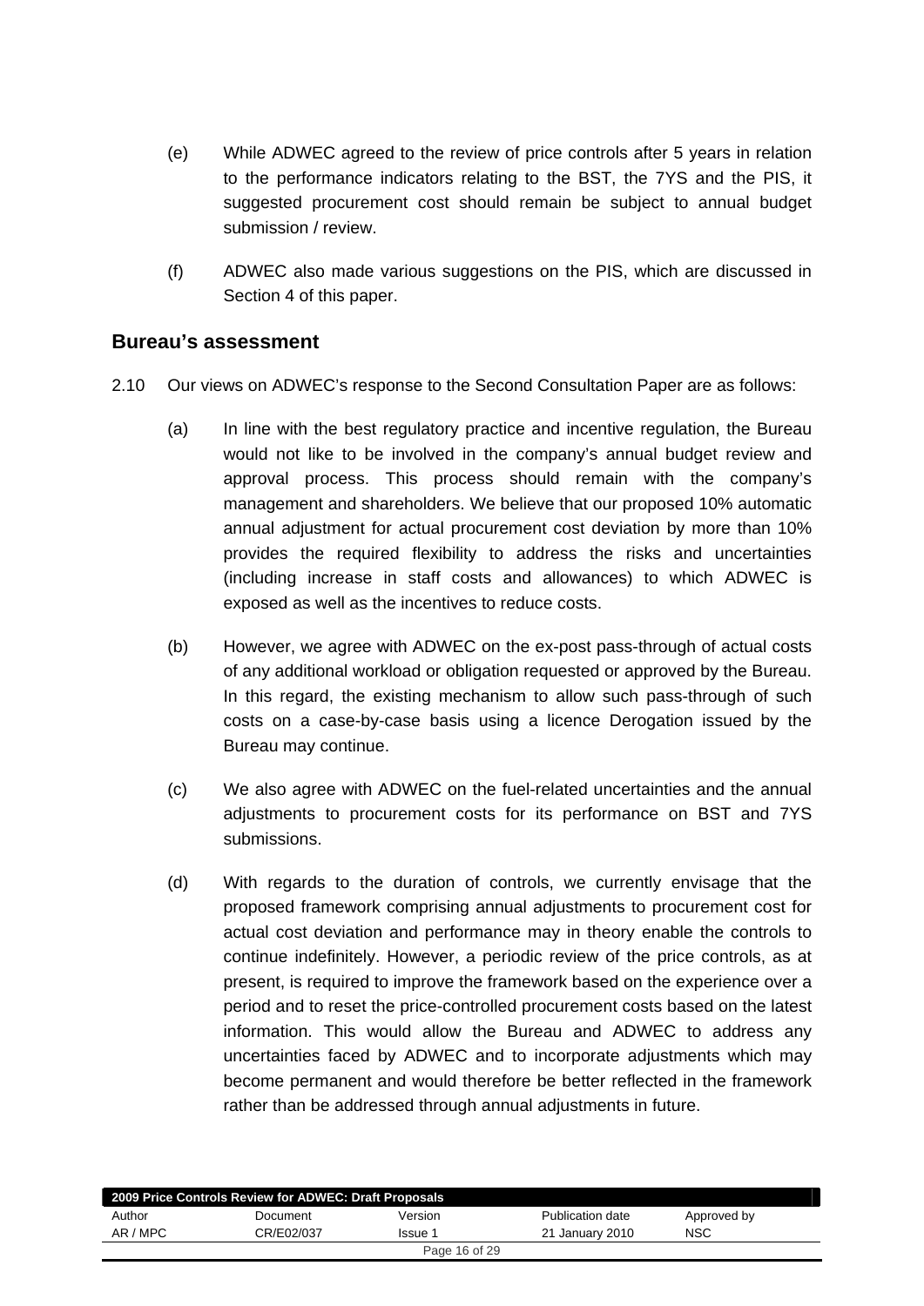(e) While ADWEC agreed to the review of price controls after 5 years in relation to the performance indicators relating to the BST, the 7YS and the PIS, it suggested procurement cost should remain be subject to annual budget submission / review.

(f) ADWEC also made various suggestions on the PIS, which are discussed in Section 4 of this paper.

## Bureau's assessment

2.10 Our views on ADWEC's response to the Second Consultation Paper are as follows:

(a) In line with the best regulatory practice and incentive regulation, the Bureau would not like to be involved in the company's annual budget review and approval process. This process should remain with the company's management and shareholders. We believe that our proposed 10% automatic annual adjustment for actual procurement cost deviation by more than 10% provides the required flexibility to address the risks and uncertainties (including increase in staff costs and allowances) to which ADWEC is exposed as well as the incentives to reduce costs.

(b) However, we agree with ADWEC on the ex-post pass-through of actual costs of any additional workload or obligation requested or approved by the Bureau. In this regard, the existing mechanism to allow such pass-through of such costs on a case-by-case basis using a licence Derogation issued by the Bureau may continue.

(c) We also agree with ADWEC on the fuel-related uncertainties and the annual adjustments to procurement costs for its performance on BST and 7YS submissions.

(d) With regards to the duration of controls, we currently envisage that the proposed framework comprising annual adjustments to procurement cost for actual cost deviation and performance may in theory enable the controls to continue indefinitely. However, a periodic review of the price controls, as at present, is required to improve the framework based on the experience over a period and to reset the price-controlled procurement costs based on the latest information. This would allow the Bureau and ADWEC to address any uncertainties faced by ADWEC and to incorporate adjustments which may become permanent and would therefore be better reflected in the framework rather than be addressed through annual adjustments in future.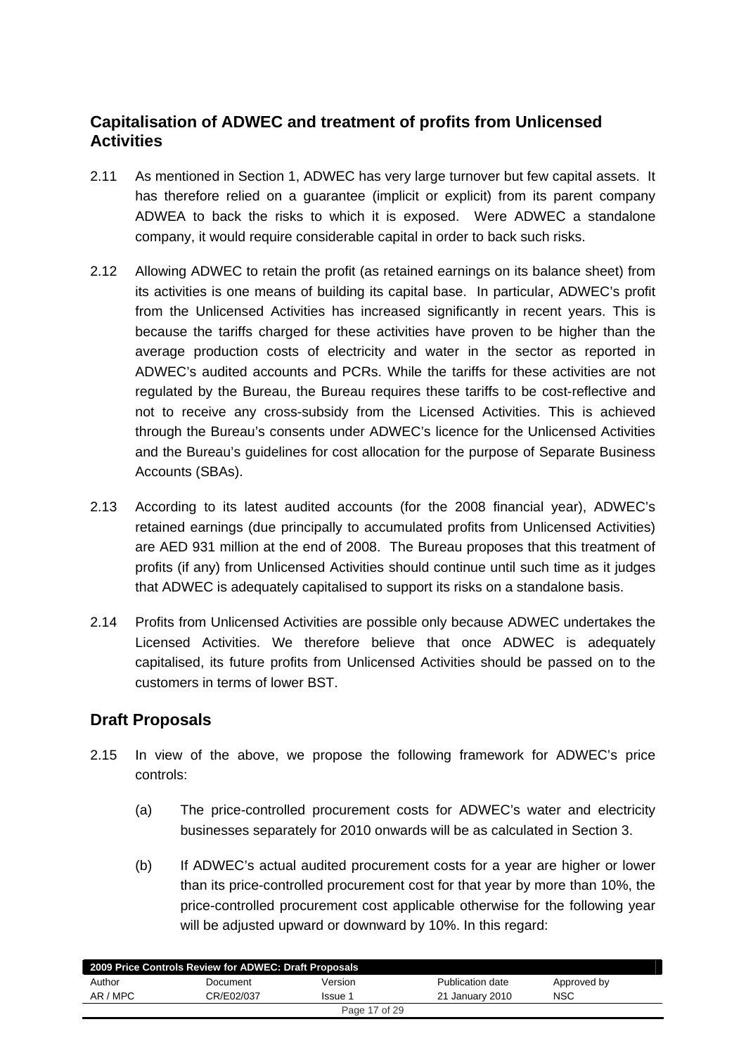## Capitalisation of ADWEC and treatment of profits from Unlicensed Activities

2.11 As mentioned in Section 1, ADWEC has very large turnover but few capital assets. It has therefore relied on a guarantee (implicit or explicit) from its parent company ADWEA to back the risks to which it is exposed. Were ADWEC a standalone company, it would require considerable capital in order to back such risks.

2.12 Allowing ADWEC to retain the profit (as retained earnings on its balance sheet) from its activities is one means of building its capital base. In particular, ADWEC's profit from the Unlicensed Activities has increased significantly in recent years. This is because the tariffs charged for these activities have proven to be higher than the average production costs of electricity and water in the sector as reported in ADWEC's audited accounts and PCRs. While the tariffs for these activities are not regulated by the Bureau, the Bureau requires these tariffs to be cost-reflective and not to receive any cross-subsidy from the Licensed Activities. This is achieved through the Bureau's consents under ADWEC's licence for the Unlicensed Activities and the Bureau's guidelines for cost allocation for the purpose of Separate Business Accounts (SBAs).

2.13 According to its latest audited accounts (for the 2008 financial year), ADWEC's retained earnings (due principally to accumulated profits from Unlicensed Activities) are AED 931 million at the end of 2008. The Bureau proposes that this treatment of profits (if any) from Unlicensed Activities should continue until such time as it judges that ADWEC is adequately capitalised to support its risks on a standalone basis.

2.14 Profits from Unlicensed Activities are possible only because ADWEC undertakes the Licensed Activities. We therefore believe that once ADWEC is adequately capitalised, its future profits from Unlicensed Activities should be passed on to the customers in terms of lower BST.

## Draft Proposals

2.15 In view of the above, we propose the following framework for ADWEC's price controls:

(a) The price-controlled procurement costs for ADWEC's water and electricity businesses separately for 2010 onwards will be as calculated in Section 3.

(b) If ADWEC's actual audited procurement costs for a year are higher or lower than its price-controlled procurement cost for that year by more than 10%, the price-controlled procurement cost applicable otherwise for the following year will be adjusted upward or downward by 10%. In this regard: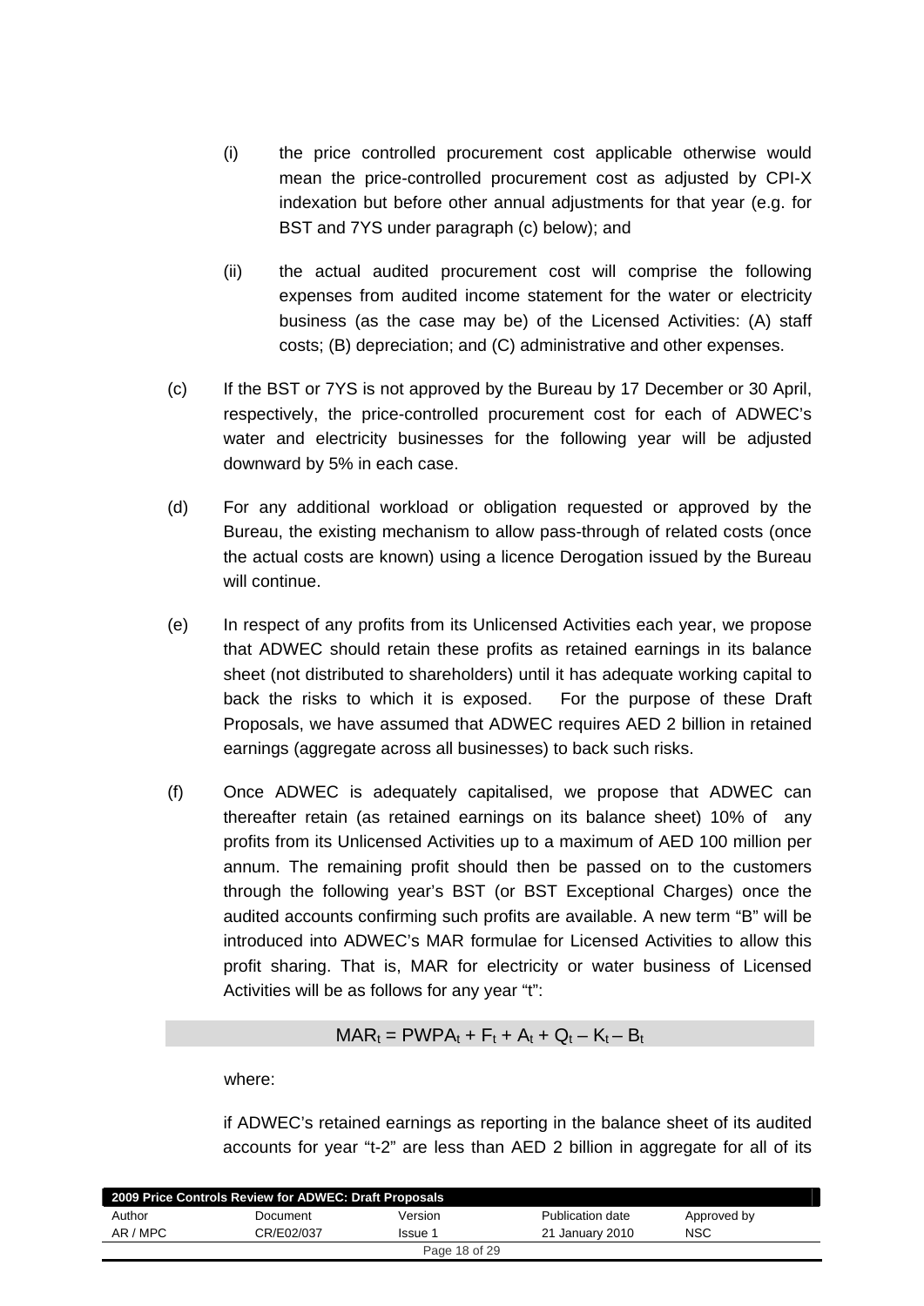(i) the price controlled procurement cost applicable otherwise would mean the price-controlled procurement cost as adjusted by CPI-X indexation but before other annual adjustments for that year (e.g. for BST and 7YS under paragraph (c) below); and

(ii) the actual audited procurement cost will comprise the following expenses from audited income statement for the water or electricity business (as the case may be) of the Licensed Activities: (A) staff costs; (B) depreciation; and (C) administrative and other expenses.

(c) If the BST or 7YS is not approved by the Bureau by 17 December or 30 April, respectively, the price-controlled procurement cost for each of ADWEC's water and electricity businesses for the following year will be adjusted downward by 5% in each case.

(d) For any additional workload or obligation requested or approved by the Bureau, the existing mechanism to allow pass-through of related costs (once the actual costs are known) using a licence Derogation issued by the Bureau will continue.

(e) In respect of any profits from its Unlicensed Activities each year, we propose that ADWEC should retain these profits as retained earnings in its balance sheet (not distributed to shareholders) until it has adequate working capital to back the risks to which it is exposed. For the purpose of these Draft Proposals, we have assumed that ADWEC requires AED 2 billion in retained earnings (aggregate across all businesses) to back such risks.

(f) Once ADWEC is adequately capitalised, we propose that ADWEC can thereafter retain (as retained earnings on its balance sheet) 10% of any profits from its Unlicensed Activities up to a maximum of AED 100 million per annum. The remaining profit should then be passed on to the customers through the following year's BST (or BST Exceptional Charges) once the audited accounts confirming such profits are available. A new term "B" will be introduced into ADWEC's MAR formulae for Licensed Activities to allow this profit sharing. That is, MAR for electricity or water business of Licensed Activities will be as follows for any year "t":

$$MAR_t = PWPA_t + F_t + A_t + Q_t - K_t - B_t$$

where:

if ADWEC's retained earnings as reporting in the balance sheet of its audited accounts for year "t-2" are less than AED 2 billion in aggregate for all of its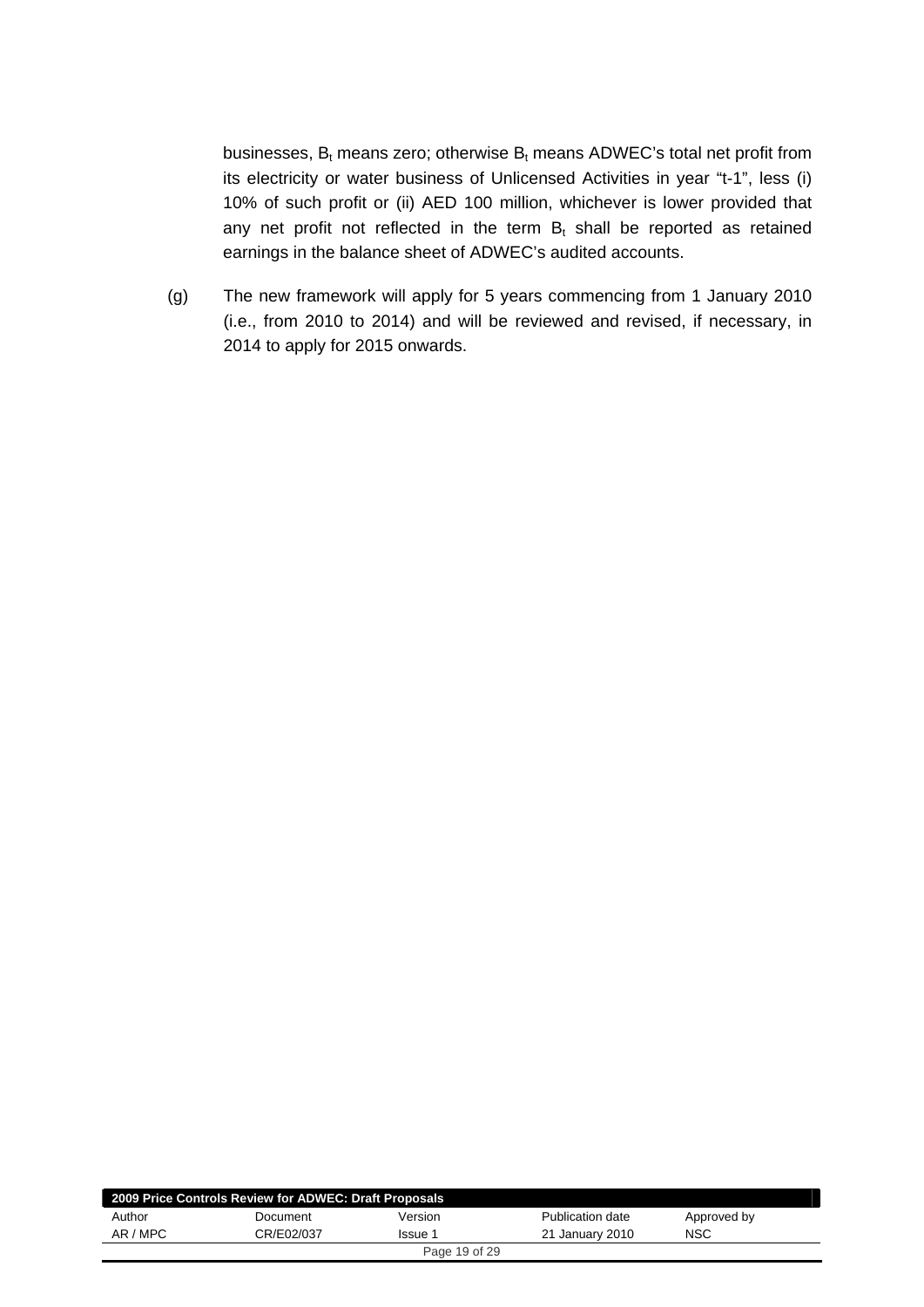businesses, $B_t$ means zero; otherwise $B_t$ means ADWEC's total net profit from its electricity or water business of Unlicensed Activities in year "t-1", less (i) 10% of such profit or (ii) AED 100 million, whichever is lower provided that any net profit not reflected in the term $B_t$ shall be reported as retained earnings in the balance sheet of ADWEC's audited accounts.

(g) The new framework will apply for 5 years commencing from 1 January 2010 (i.e., from 2010 to 2014) and will be reviewed and revised, if necessary, in 2014 to apply for 2015 onwards.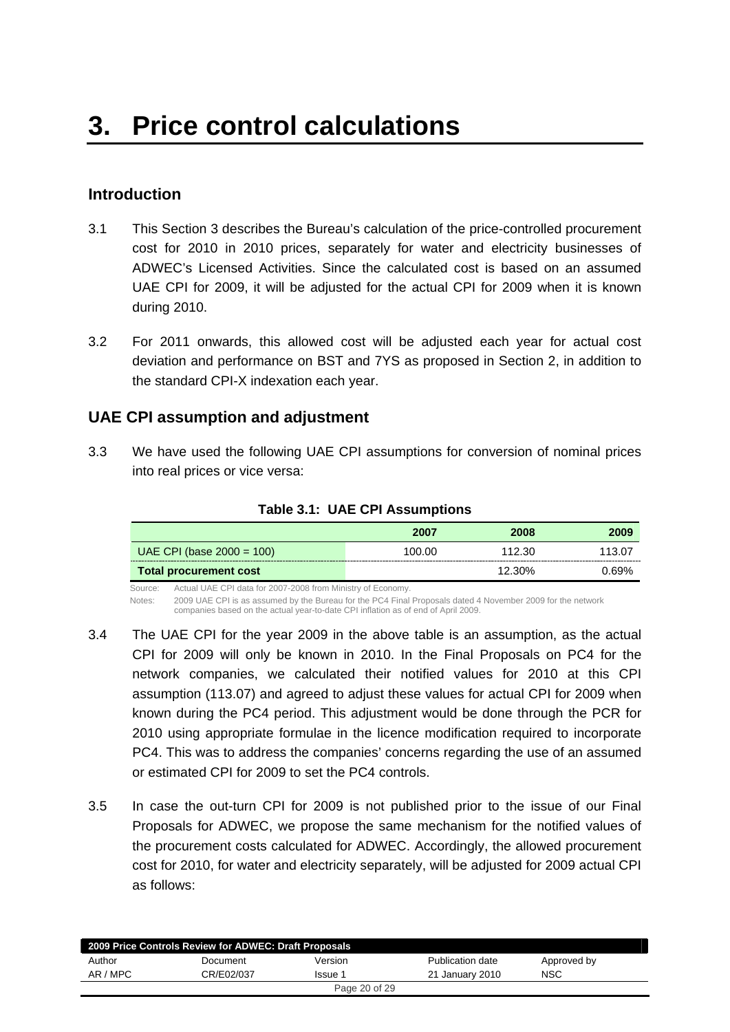// "# 3. Price control calculations" is the chapter heading for this page
# 3. Price control calculations

## Introduction

3.1 This Section 3 describes the Bureau's calculation of the price-controlled procurement cost for 2010 in 2010 prices, separately for water and electricity businesses of ADWEC's Licensed Activities. Since the calculated cost is based on an assumed UAE CPI for 2009, it will be adjusted for the actual CPI for 2009 when it is known during 2010.

3.2 For 2011 onwards, this allowed cost will be adjusted each year for actual cost deviation and performance on BST and 7YS as proposed in Section 2, in addition to the standard CPI-X indexation each year.

## UAE CPI assumption and adjustment

3.3 We have used the following UAE CPI assumptions for conversion of nominal prices into real prices or vice versa:

**Table 3.1: UAE CPI Assumptions**

| | 2007 | 2008 | 2009 |
|---|---|---|---|
| UAE CPI (base 2000 = 100) | 100.00 | 112.30 | 113.07 |
| **Total procurement cost** | | 12.30% | 0.69% |

Source: Actual UAE CPI data for 2007-2008 from Ministry of Economy.

Notes: 2009 UAE CPI is as assumed by the Bureau for the PC4 Final Proposals dated 4 November 2009 for the network companies based on the actual year-to-date CPI inflation as of end of April 2009.

3.4 The UAE CPI for the year 2009 in the above table is an assumption, as the actual CPI for 2009 will only be known in 2010. In the Final Proposals on PC4 for the network companies, we calculated their notified values for 2010 at this CPI assumption (113.07) and agreed to adjust these values for actual CPI for 2009 when known during the PC4 period. This adjustment would be done through the PCR for 2010 using appropriate formulae in the licence modification required to incorporate PC4. This was to address the companies' concerns regarding the use of an assumed or estimated CPI for 2009 to set the PC4 controls.

3.5 In case the out-turn CPI for 2009 is not published prior to the issue of our Final Proposals for ADWEC, we propose the same mechanism for the notified values of the procurement costs calculated for ADWEC. Accordingly, the allowed procurement cost for 2010, for water and electricity separately, will be adjusted for 2009 actual CPI as follows: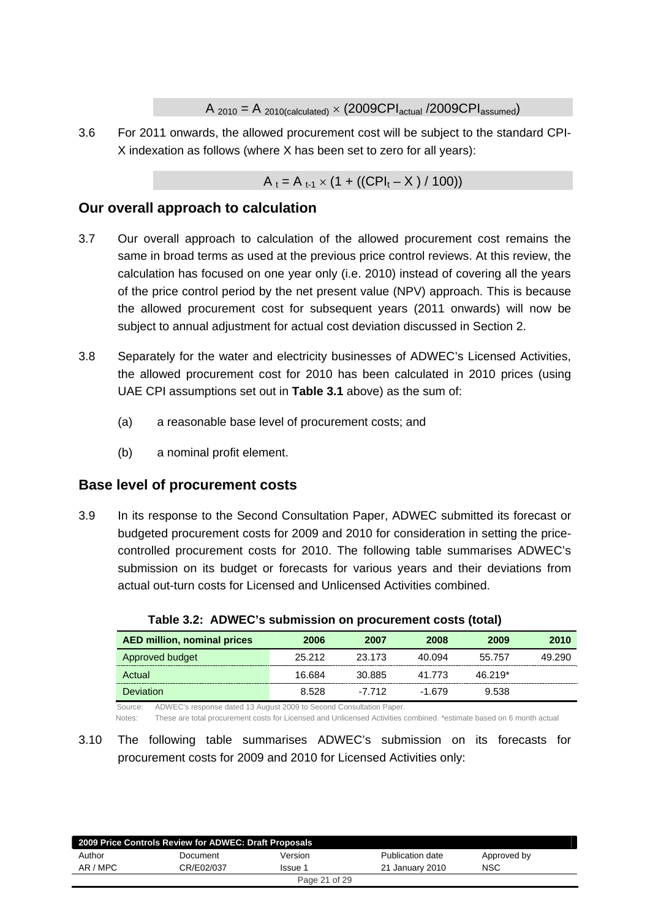$$A_{2010} = A_{2010(calculated)} \times (2009CPI_{actual} / 2009CPI_{assumed})$$

3.6 For 2011 onwards, the allowed procurement cost will be subject to the standard CPI-X indexation as follows (where X has been set to zero for all years):

$$A_t = A_{t-1} \times (1 + ((CPI_t - X) / 100))$$

## Our overall approach to calculation

3.7 Our overall approach to calculation of the allowed procurement cost remains the same in broad terms as used at the previous price control reviews. At this review, the calculation has focused on one year only (i.e. 2010) instead of covering all the years of the price control period by the net present value (NPV) approach. This is because the allowed procurement cost for subsequent years (2011 onwards) will now be subject to annual adjustment for actual cost deviation discussed in Section 2.

3.8 Separately for the water and electricity businesses of ADWEC's Licensed Activities, the allowed procurement cost for 2010 has been calculated in 2010 prices (using UAE CPI assumptions set out in **Table 3.1** above) as the sum of:

(a) a reasonable base level of procurement costs; and

(b) a nominal profit element.

## Base level of procurement costs

3.9 In its response to the Second Consultation Paper, ADWEC submitted its forecast or budgeted procurement costs for 2009 and 2010 for consideration in setting the price-controlled procurement costs for 2010. The following table summarises ADWEC's submission on its budget or forecasts for various years and their deviations from actual out-turn costs for Licensed and Unlicensed Activities combined.

**Table 3.2: ADWEC's submission on procurement costs (total)**

| AED million, nominal prices | 2006 | 2007 | 2008 | 2009 | 2010 |
|---|---|---|---|---|---|
| Approved budget | 25.212 | 23.173 | 40.094 | 55.757 | 49.290 |
| Actual | 16.684 | 30.885 | 41.773 | 46.219* | |
| Deviation | 8.528 | -7.712 | -1.679 | 9.538 | |

Source: ADWEC's response dated 13 August 2009 to Second Consultation Paper.

Notes: These are total procurement costs for Licensed and Unlicensed Activities combined. *estimate based on 6 month actual

3.10 The following table summarises ADWEC's submission on its forecasts for procurement costs for 2009 and 2010 for Licensed Activities only: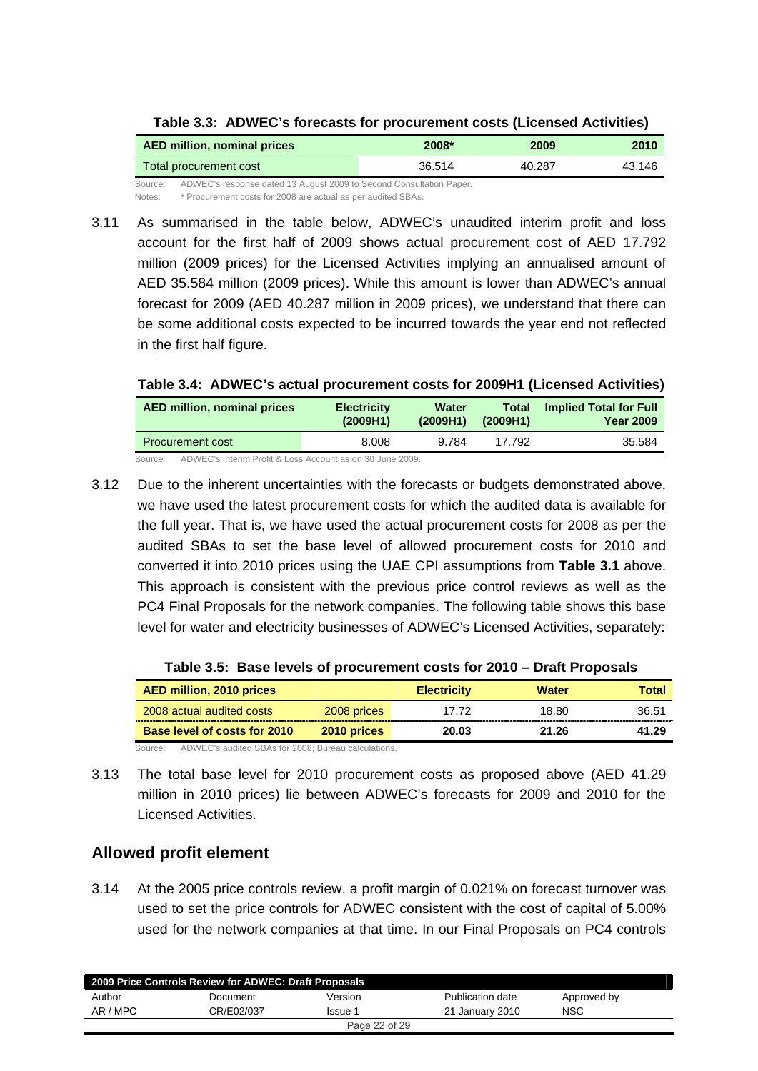**Table 3.3: ADWEC's forecasts for procurement costs (Licensed Activities)**

| AED million, nominal prices | 2008* | 2009 | 2010 |
|---|---|---|---|
| Total procurement cost | 36.514 | 40.287 | 43.146 |

Source: ADWEC's response dated 13 August 2009 to Second Consultation Paper.
Notes: * Procurement costs for 2008 are actual as per audited SBAs.

3.11 As summarised in the table below, ADWEC's unaudited interim profit and loss account for the first half of 2009 shows actual procurement cost of AED 17.792 million (2009 prices) for the Licensed Activities implying an annualised amount of AED 35.584 million (2009 prices). While this amount is lower than ADWEC's annual forecast for 2009 (AED 40.287 million in 2009 prices), we understand that there can be some additional costs expected to be incurred towards the year end not reflected in the first half figure.

**Table 3.4: ADWEC's actual procurement costs for 2009H1 (Licensed Activities)**

| AED million, nominal prices | Electricity (2009H1) | Water (2009H1) | Total (2009H1) | Implied Total for Full Year 2009 |
|---|---|---|---|---|
| Procurement cost | 8.008 | 9.784 | 17.792 | 35.584 |

Source: ADWEC's Interim Profit & Loss Account as on 30 June 2009.

3.12 Due to the inherent uncertainties with the forecasts or budgets demonstrated above, we have used the latest procurement costs for which the audited data is available for the full year. That is, we have used the actual procurement costs for 2008 as per the audited SBAs to set the base level of allowed procurement costs for 2010 and converted it into 2010 prices using the UAE CPI assumptions from **Table 3.1** above. This approach is consistent with the previous price control reviews as well as the PC4 Final Proposals for the network companies. The following table shows this base level for water and electricity businesses of ADWEC's Licensed Activities, separately:

**Table 3.5: Base levels of procurement costs for 2010 – Draft Proposals**

| AED million, 2010 prices | | Electricity | Water | Total |
|---|---|---|---|---|
| 2008 actual audited costs | 2008 prices | 17.72 | 18.80 | 36.51 |
| **Base level of costs for 2010** | **2010 prices** | **20.03** | **21.26** | **41.29** |

Source: ADWEC's audited SBAs for 2008; Bureau calculations.

3.13 The total base level for 2010 procurement costs as proposed above (AED 41.29 million in 2010 prices) lie between ADWEC's forecasts for 2009 and 2010 for the Licensed Activities.

## Allowed profit element

3.14 At the 2005 price controls review, a profit margin of 0.021% on forecast turnover was used to set the price controls for ADWEC consistent with the cost of capital of 5.00% used for the network companies at that time. In our Final Proposals on PC4 controls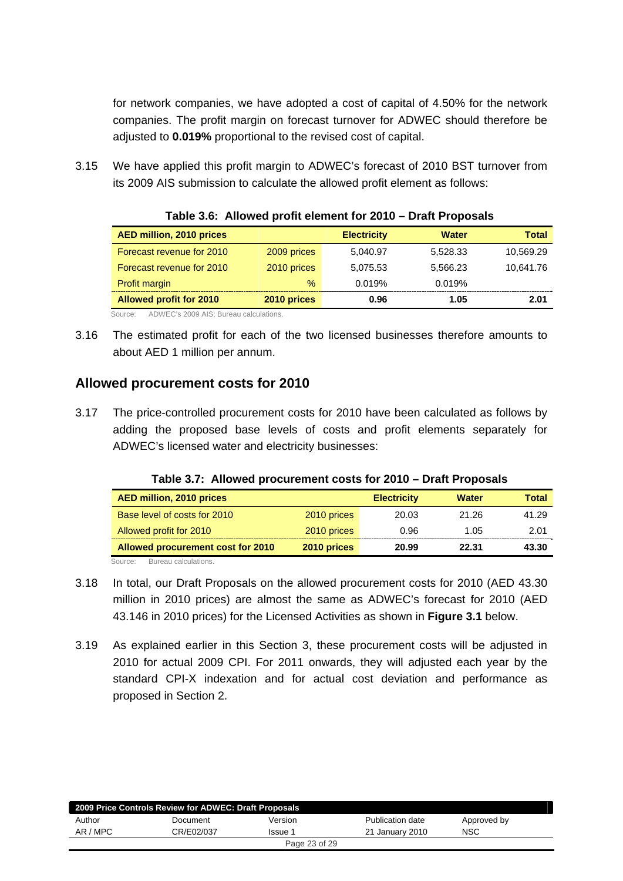for network companies, we have adopted a cost of capital of 4.50% for the network companies. The profit margin on forecast turnover for ADWEC should therefore be adjusted to **0.019%** proportional to the revised cost of capital.

3.15 We have applied this profit margin to ADWEC's forecast of 2010 BST turnover from its 2009 AIS submission to calculate the allowed profit element as follows:

**Table 3.6: Allowed profit element for 2010 – Draft Proposals**

| AED million, 2010 prices | | Electricity | Water | Total |
|---|---|---|---|---|
| Forecast revenue for 2010 | 2009 prices | 5,040.97 | 5,528.33 | 10,569.29 |
| Forecast revenue for 2010 | 2010 prices | 5,075.53 | 5,566.23 | 10,641.76 |
| Profit margin | % | 0.019% | 0.019% | |
| **Allowed profit for 2010** | **2010 prices** | **0.96** | **1.05** | **2.01** |

Source: ADWEC's 2009 AIS; Bureau calculations.

3.16 The estimated profit for each of the two licensed businesses therefore amounts to about AED 1 million per annum.

## Allowed procurement costs for 2010

3.17 The price-controlled procurement costs for 2010 have been calculated as follows by adding the proposed base levels of costs and profit elements separately for ADWEC's licensed water and electricity businesses:

**Table 3.7: Allowed procurement costs for 2010 – Draft Proposals**

| AED million, 2010 prices | | Electricity | Water | Total |
|---|---|---|---|---|
| Base level of costs for 2010 | 2010 prices | 20.03 | 21.26 | 41.29 |
| Allowed profit for 2010 | 2010 prices | 0.96 | 1.05 | 2.01 |
| **Allowed procurement cost for 2010** | **2010 prices** | **20.99** | **22.31** | **43.30** |

Source: Bureau calculations.

3.18 In total, our Draft Proposals on the allowed procurement costs for 2010 (AED 43.30 million in 2010 prices) are almost the same as ADWEC's forecast for 2010 (AED 43.146 in 2010 prices) for the Licensed Activities as shown in **Figure 3.1** below.

3.19 As explained earlier in this Section 3, these procurement costs will be adjusted in 2010 for actual 2009 CPI. For 2011 onwards, they will adjusted each year by the standard CPI-X indexation and for actual cost deviation and performance as proposed in Section 2.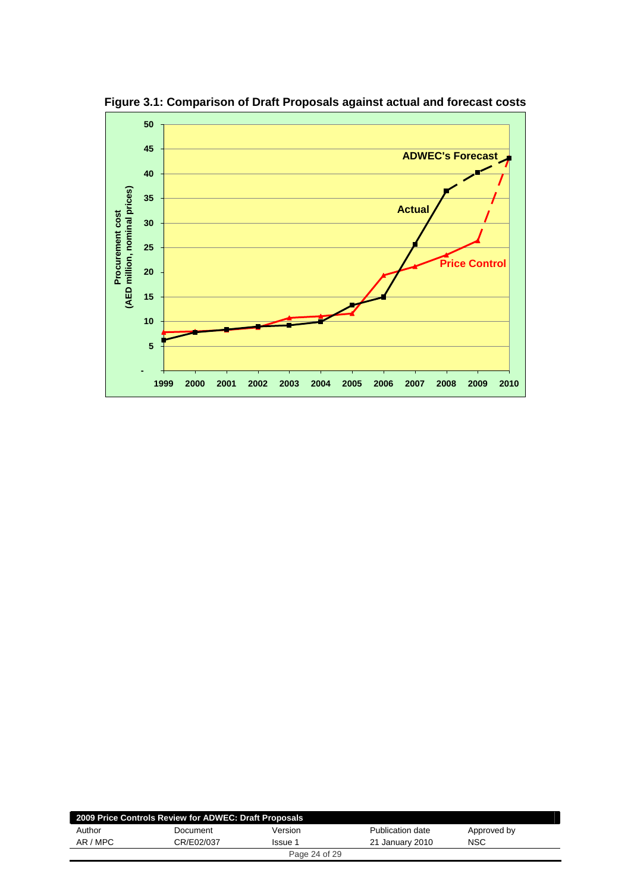**Figure 3.1: Comparison of Draft Proposals against actual and forecast costs**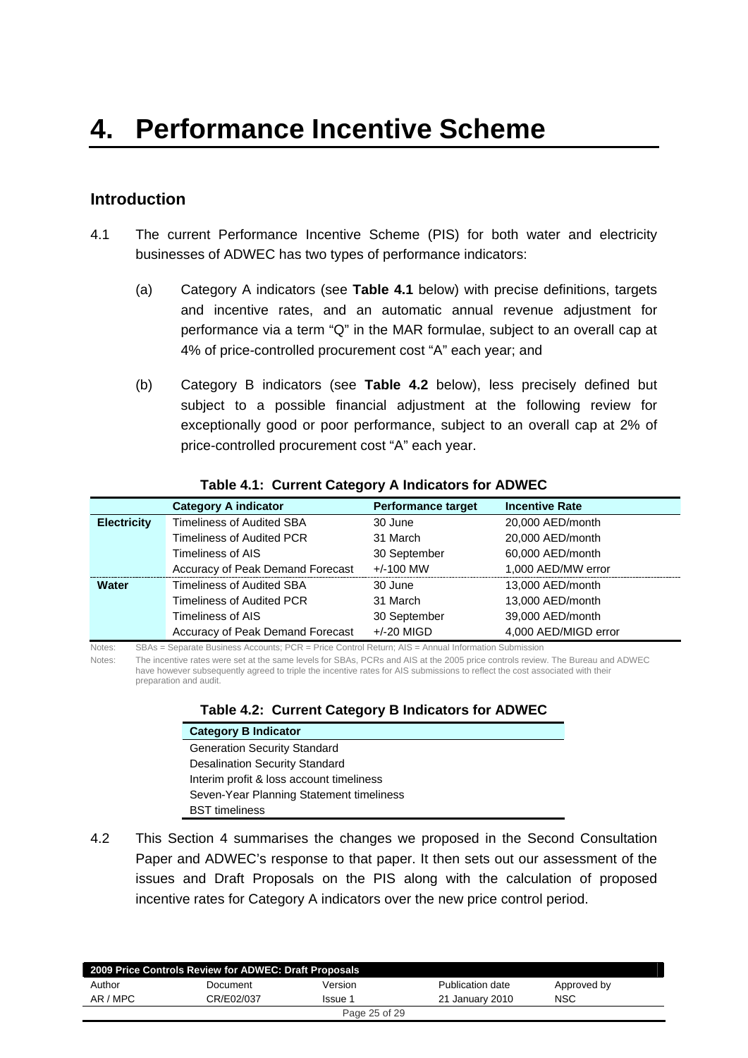# 4. Performance Incentive Scheme

## Introduction

4.1 The current Performance Incentive Scheme (PIS) for both water and electricity businesses of ADWEC has two types of performance indicators:

(a) Category A indicators (see **Table 4.1** below) with precise definitions, targets and incentive rates, and an automatic annual revenue adjustment for performance via a term "Q" in the MAR formulae, subject to an overall cap at 4% of price-controlled procurement cost "A" each year; and

(b) Category B indicators (see **Table 4.2** below), less precisely defined but subject to a possible financial adjustment at the following review for exceptionally good or poor performance, subject to an overall cap at 2% of price-controlled procurement cost "A" each year.

**Table 4.1: Current Category A Indicators for ADWEC**

| | Category A indicator | Performance target | Incentive Rate |
|---|---|---|---|
| **Electricity** | Timeliness of Audited SBA | 30 June | 20,000 AED/month |
| | Timeliness of Audited PCR | 31 March | 20,000 AED/month |
| | Timeliness of AIS | 30 September | 60,000 AED/month |
| | Accuracy of Peak Demand Forecast | +/-100 MW | 1,000 AED/MW error |
| **Water** | Timeliness of Audited SBA | 30 June | 13,000 AED/month |
| | Timeliness of Audited PCR | 31 March | 13,000 AED/month |
| | Timeliness of AIS | 30 September | 39,000 AED/month |
| | Accuracy of Peak Demand Forecast | +/-20 MIGD | 4,000 AED/MIGD error |

Notes: SBAs = Separate Business Accounts; PCR = Price Control Return; AIS = Annual Information Submission

Notes: The incentive rates were set at the same levels for SBAs, PCRs and AIS at the 2005 price controls review. The Bureau and ADWEC have however subsequently agreed to triple the incentive rates for AIS submissions to reflect the cost associated with their preparation and audit.

**Table 4.2: Current Category B Indicators for ADWEC**

| Category B Indicator |
|---|
| Generation Security Standard |
| Desalination Security Standard |
| Interim profit & loss account timeliness |
| Seven-Year Planning Statement timeliness |
| BST timeliness |

4.2 This Section 4 summarises the changes we proposed in the Second Consultation Paper and ADWEC's response to that paper. It then sets out our assessment of the issues and Draft Proposals on the PIS along with the calculation of proposed incentive rates for Category A indicators over the new price control period.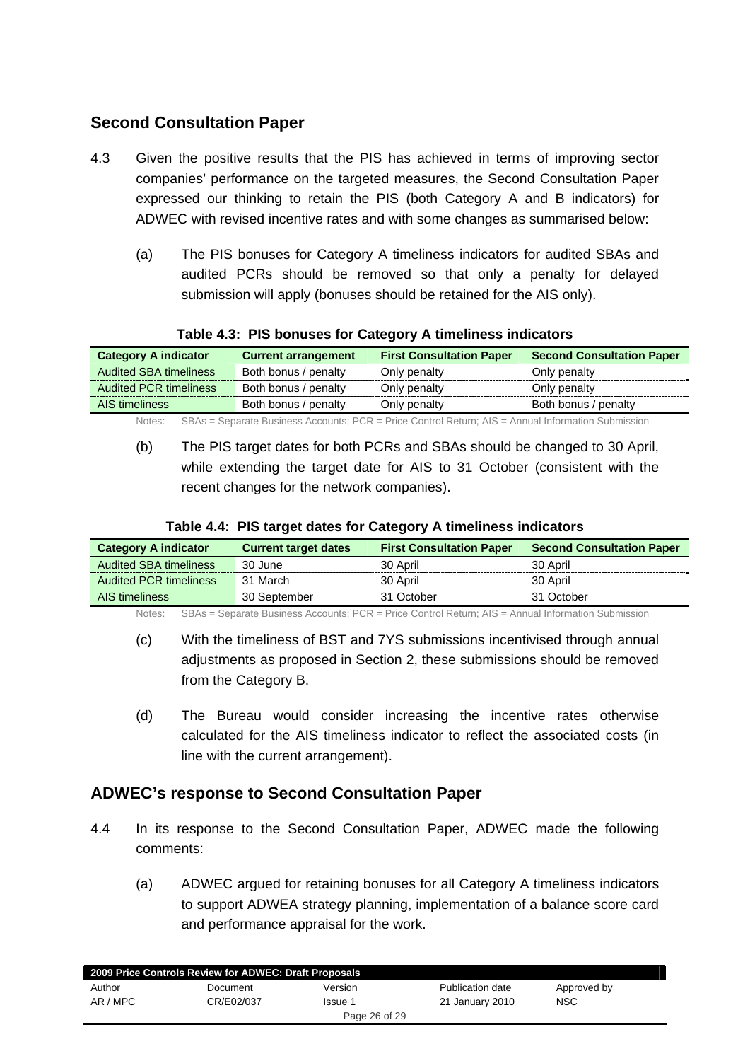## Second Consultation Paper

4.3 Given the positive results that the PIS has achieved in terms of improving sector companies' performance on the targeted measures, the Second Consultation Paper expressed our thinking to retain the PIS (both Category A and B indicators) for ADWEC with revised incentive rates and with some changes as summarised below:

(a) The PIS bonuses for Category A timeliness indicators for audited SBAs and audited PCRs should be removed so that only a penalty for delayed submission will apply (bonuses should be retained for the AIS only).

**Table 4.3: PIS bonuses for Category A timeliness indicators**

| Category A indicator | Current arrangement | First Consultation Paper | Second Consultation Paper |
|---|---|---|---|
| Audited SBA timeliness | Both bonus / penalty | Only penalty | Only penalty |
| Audited PCR timeliness | Both bonus / penalty | Only penalty | Only penalty |
| AIS timeliness | Both bonus / penalty | Only penalty | Both bonus / penalty |

Notes: SBAs = Separate Business Accounts; PCR = Price Control Return; AIS = Annual Information Submission

(b) The PIS target dates for both PCRs and SBAs should be changed to 30 April, while extending the target date for AIS to 31 October (consistent with the recent changes for the network companies).

**Table 4.4: PIS target dates for Category A timeliness indicators**

| Category A indicator | Current target dates | First Consultation Paper | Second Consultation Paper |
|---|---|---|---|
| Audited SBA timeliness | 30 June | 30 April | 30 April |
| Audited PCR timeliness | 31 March | 30 April | 30 April |
| AIS timeliness | 30 September | 31 October | 31 October |

Notes: SBAs = Separate Business Accounts; PCR = Price Control Return; AIS = Annual Information Submission

(c) With the timeliness of BST and 7YS submissions incentivised through annual adjustments as proposed in Section 2, these submissions should be removed from the Category B.

(d) The Bureau would consider increasing the incentive rates otherwise calculated for the AIS timeliness indicator to reflect the associated costs (in line with the current arrangement).

## ADWEC's response to Second Consultation Paper

4.4 In its response to the Second Consultation Paper, ADWEC made the following comments:

(a) ADWEC argued for retaining bonuses for all Category A timeliness indicators to support ADWEA strategy planning, implementation of a balance score card and performance appraisal for the work.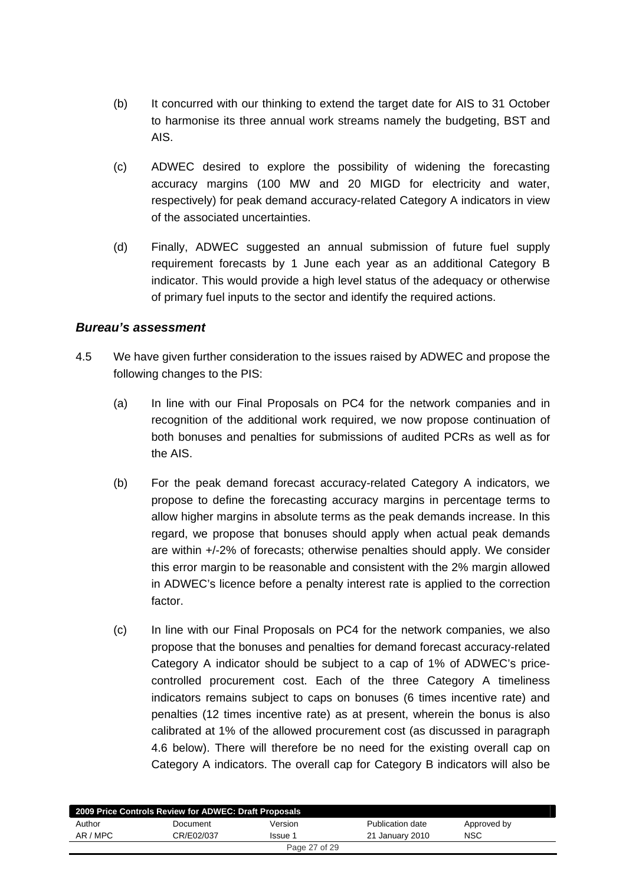(b) It concurred with our thinking to extend the target date for AIS to 31 October to harmonise its three annual work streams namely the budgeting, BST and AIS.

(c) ADWEC desired to explore the possibility of widening the forecasting accuracy margins (100 MW and 20 MIGD for electricity and water, respectively) for peak demand accuracy-related Category A indicators in view of the associated uncertainties.

(d) Finally, ADWEC suggested an annual submission of future fuel supply requirement forecasts by 1 June each year as an additional Category B indicator. This would provide a high level status of the adequacy or otherwise of primary fuel inputs to the sector and identify the required actions.

### *Bureau's assessment*

4.5 We have given further consideration to the issues raised by ADWEC and propose the following changes to the PIS:

(a) In line with our Final Proposals on PC4 for the network companies and in recognition of the additional work required, we now propose continuation of both bonuses and penalties for submissions of audited PCRs as well as for the AIS.

(b) For the peak demand forecast accuracy-related Category A indicators, we propose to define the forecasting accuracy margins in percentage terms to allow higher margins in absolute terms as the peak demands increase. In this regard, we propose that bonuses should apply when actual peak demands are within +/-2% of forecasts; otherwise penalties should apply. We consider this error margin to be reasonable and consistent with the 2% margin allowed in ADWEC's licence before a penalty interest rate is applied to the correction factor.

(c) In line with our Final Proposals on PC4 for the network companies, we also propose that the bonuses and penalties for demand forecast accuracy-related Category A indicator should be subject to a cap of 1% of ADWEC's price-controlled procurement cost. Each of the three Category A timeliness indicators remains subject to caps on bonuses (6 times incentive rate) and penalties (12 times incentive rate) as at present, wherein the bonus is also calibrated at 1% of the allowed procurement cost (as discussed in paragraph 4.6 below). There will therefore be no need for the existing overall cap on Category A indicators. The overall cap for Category B indicators will also be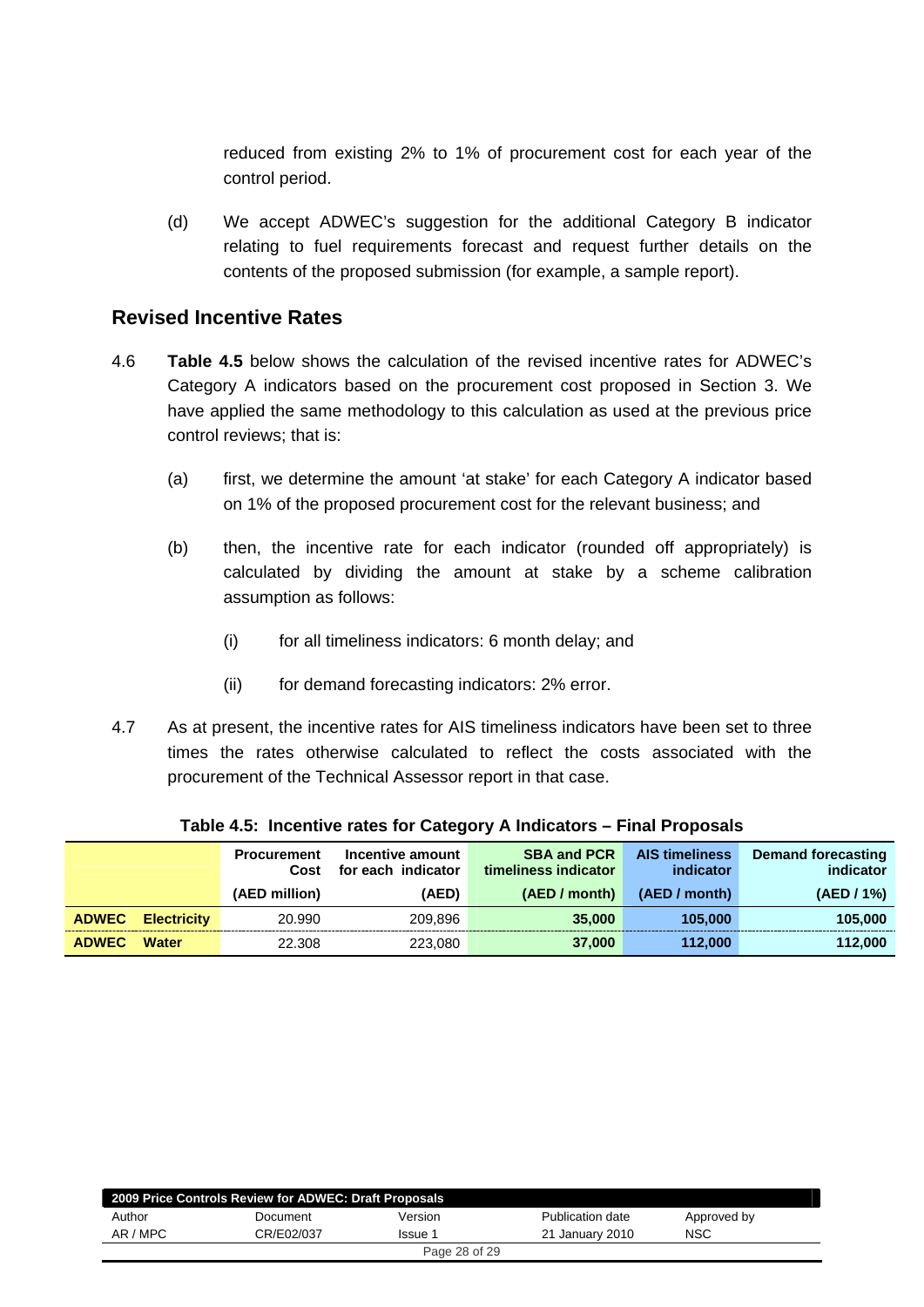reduced from existing 2% to 1% of procurement cost for each year of the control period.

(d) We accept ADWEC's suggestion for the additional Category B indicator relating to fuel requirements forecast and request further details on the contents of the proposed submission (for example, a sample report).

## Revised Incentive Rates

4.6 **Table 4.5** below shows the calculation of the revised incentive rates for ADWEC's Category A indicators based on the procurement cost proposed in Section 3. We have applied the same methodology to this calculation as used at the previous price control reviews; that is:

(a) first, we determine the amount 'at stake' for each Category A indicator based on 1% of the proposed procurement cost for the relevant business; and

(b) then, the incentive rate for each indicator (rounded off appropriately) is calculated by dividing the amount at stake by a scheme calibration assumption as follows:

(i) for all timeliness indicators: 6 month delay; and

(ii) for demand forecasting indicators: 2% error.

4.7 As at present, the incentive rates for AIS timeliness indicators have been set to three times the rates otherwise calculated to reflect the costs associated with the procurement of the Technical Assessor report in that case.

**Table 4.5: Incentive rates for Category A Indicators – Final Proposals**

| | | Procurement Cost | Incentive amount for each indicator | SBA and PCR timeliness indicator | AIS timeliness indicator | Demand forecasting indicator |
|---|---|---|---|---|---|---|
| | | (AED million) | (AED) | (AED / month) | (AED / month) | (AED / 1%) |
| **ADWEC** | **Electricity** | 20.990 | 209,896 | **35,000** | **105,000** | **105,000** |
| **ADWEC** | **Water** | 22.308 | 223,080 | **37,000** | **112,000** | **112,000** |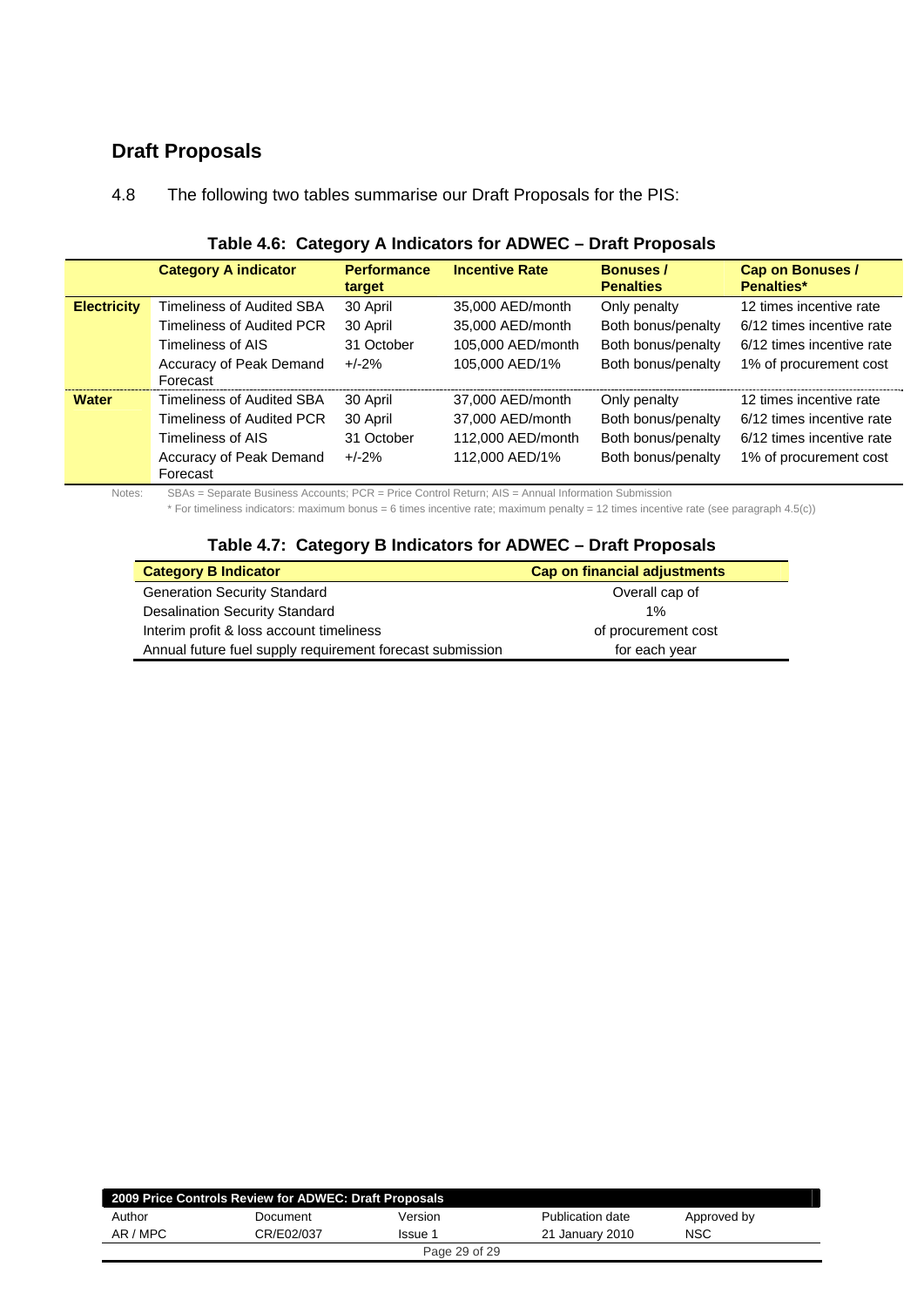## Draft Proposals

4.8 The following two tables summarise our Draft Proposals for the PIS:

**Table 4.6: Category A Indicators for ADWEC – Draft Proposals**

| | Category A indicator | Performance target | Incentive Rate | Bonuses / Penalties | Cap on Bonuses / Penalties* |
|---|---|---|---|---|---|
| **Electricity** | Timeliness of Audited SBA | 30 April | 35,000 AED/month | Only penalty | 12 times incentive rate |
| | Timeliness of Audited PCR | 30 April | 35,000 AED/month | Both bonus/penalty | 6/12 times incentive rate |
| | Timeliness of AIS | 31 October | 105,000 AED/month | Both bonus/penalty | 6/12 times incentive rate |
| | Accuracy of Peak Demand Forecast | +/-2% | 105,000 AED/1% | Both bonus/penalty | 1% of procurement cost |
| **Water** | Timeliness of Audited SBA | 30 April | 37,000 AED/month | Only penalty | 12 times incentive rate |
| | Timeliness of Audited PCR | 30 April | 37,000 AED/month | Both bonus/penalty | 6/12 times incentive rate |
| | Timeliness of AIS | 31 October | 112,000 AED/month | Both bonus/penalty | 6/12 times incentive rate |
| | Accuracy of Peak Demand Forecast | +/-2% | 112,000 AED/1% | Both bonus/penalty | 1% of procurement cost |

Notes: SBAs = Separate Business Accounts; PCR = Price Control Return; AIS = Annual Information Submission

\* For timeliness indicators: maximum bonus = 6 times incentive rate; maximum penalty = 12 times incentive rate (see paragraph 4.5(c))

**Table 4.7: Category B Indicators for ADWEC – Draft Proposals**

| Category B Indicator | Cap on financial adjustments |
|---|---|
| Generation Security Standard | Overall cap of |
| Desalination Security Standard | 1% |
| Interim profit & loss account timeliness | of procurement cost |
| Annual future fuel supply requirement forecast submission | for each year |